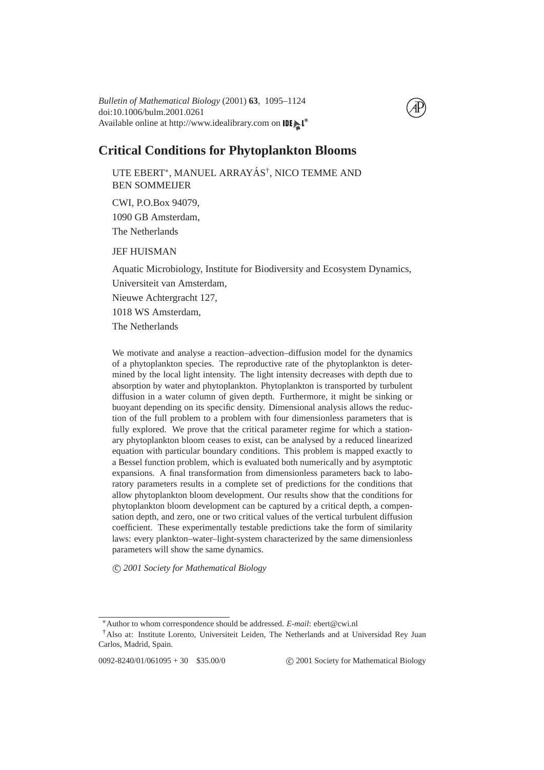# Critical Conditions for Phytoplankton Blooms

UTE EBERT[*], MANUEL ARRAYÁS[†], NICO TEMME AND BEN SOMMEIJER

CWI, P.O.Box 94079,
1090 GB Amsterdam,
The Netherlands

JEF HUISMAN

Aquatic Microbiology, Institute for Biodiversity and Ecosystem Dynamics,
Universiteit van Amsterdam,
Nieuwe Achtergracht 127,
1018 WS Amsterdam,
The Netherlands

We motivate and analyse a reaction–advection–diffusion model for the dynamics of a phytoplankton species. The reproductive rate of the phytoplankton is determined by the local light intensity. The light intensity decreases with depth due to absorption by water and phytoplankton. Phytoplankton is transported by turbulent diffusion in a water column of given depth. Furthermore, it might be sinking or buoyant depending on its specific density. Dimensional analysis allows the reduction of the full problem to a problem with four dimensionless parameters that is fully explored. We prove that the critical parameter regime for which a stationary phytoplankton bloom ceases to exist, can be analysed by a reduced linearized equation with particular boundary conditions. This problem is mapped exactly to a Bessel function problem, which is evaluated both numerically and by asymptotic expansions. A final transformation from dimensionless parameters back to laboratory parameters results in a complete set of predictions for the conditions that allow phytoplankton bloom development. Our results show that the conditions for phytoplankton bloom development can be captured by a critical depth, a compensation depth, and zero, one or two critical values of the vertical turbulent diffusion coefficient. These experimentally testable predictions take the form of similarity laws: every plankton–water–light-system characterized by the same dimensionless parameters will show the same dynamics.

© *2001 Society for Mathematical Biology*

---

[*] Author to whom correspondence should be addressed. *E-mail*: ebert@cwi.nl

[†] Also at: Institute Lorento, Universiteit Leiden, The Netherlands and at Universidad Rey Juan Carlos, Madrid, Spain.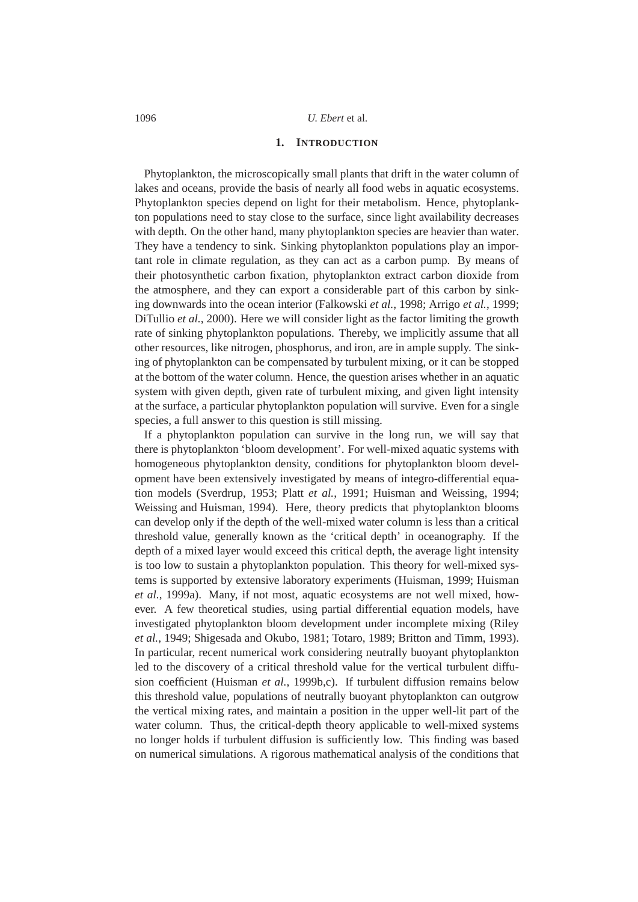## 1. INTRODUCTION

Phytoplankton, the microscopically small plants that drift in the water column of lakes and oceans, provide the basis of nearly all food webs in aquatic ecosystems. Phytoplankton species depend on light for their metabolism. Hence, phytoplankton populations need to stay close to the surface, since light availability decreases with depth. On the other hand, many phytoplankton species are heavier than water. They have a tendency to sink. Sinking phytoplankton populations play an important role in climate regulation, as they can act as a carbon pump. By means of their photosynthetic carbon fixation, phytoplankton extract carbon dioxide from the atmosphere, and they can export a considerable part of this carbon by sinking downwards into the ocean interior (Falkowski *et al.*, 1998; Arrigo *et al.*, 1999; DiTullio *et al.*, 2000). Here we will consider light as the factor limiting the growth rate of sinking phytoplankton populations. Thereby, we implicitly assume that all other resources, like nitrogen, phosphorus, and iron, are in ample supply. The sinking of phytoplankton can be compensated by turbulent mixing, or it can be stopped at the bottom of the water column. Hence, the question arises whether in an aquatic system with given depth, given rate of turbulent mixing, and given light intensity at the surface, a particular phytoplankton population will survive. Even for a single species, a full answer to this question is still missing.

If a phytoplankton population can survive in the long run, we will say that there is phytoplankton 'bloom development'. For well-mixed aquatic systems with homogeneous phytoplankton density, conditions for phytoplankton bloom development have been extensively investigated by means of integro-differential equation models (Sverdrup, 1953; Platt *et al.*, 1991; Huisman and Weissing, 1994; Weissing and Huisman, 1994). Here, theory predicts that phytoplankton blooms can develop only if the depth of the well-mixed water column is less than a critical threshold value, generally known as the 'critical depth' in oceanography. If the depth of a mixed layer would exceed this critical depth, the average light intensity is too low to sustain a phytoplankton population. This theory for well-mixed systems is supported by extensive laboratory experiments (Huisman, 1999; Huisman *et al.*, 1999a). Many, if not most, aquatic ecosystems are not well mixed, however. A few theoretical studies, using partial differential equation models, have investigated phytoplankton bloom development under incomplete mixing (Riley *et al.*, 1949; Shigesada and Okubo, 1981; Totaro, 1989; Britton and Timm, 1993). In particular, recent numerical work considering neutrally buoyant phytoplankton led to the discovery of a critical threshold value for the vertical turbulent diffusion coefficient (Huisman *et al.*, 1999b,c). If turbulent diffusion remains below this threshold value, populations of neutrally buoyant phytoplankton can outgrow the vertical mixing rates, and maintain a position in the upper well-lit part of the water column. Thus, the critical-depth theory applicable to well-mixed systems no longer holds if turbulent diffusion is sufficiently low. This finding was based on numerical simulations. A rigorous mathematical analysis of the conditions that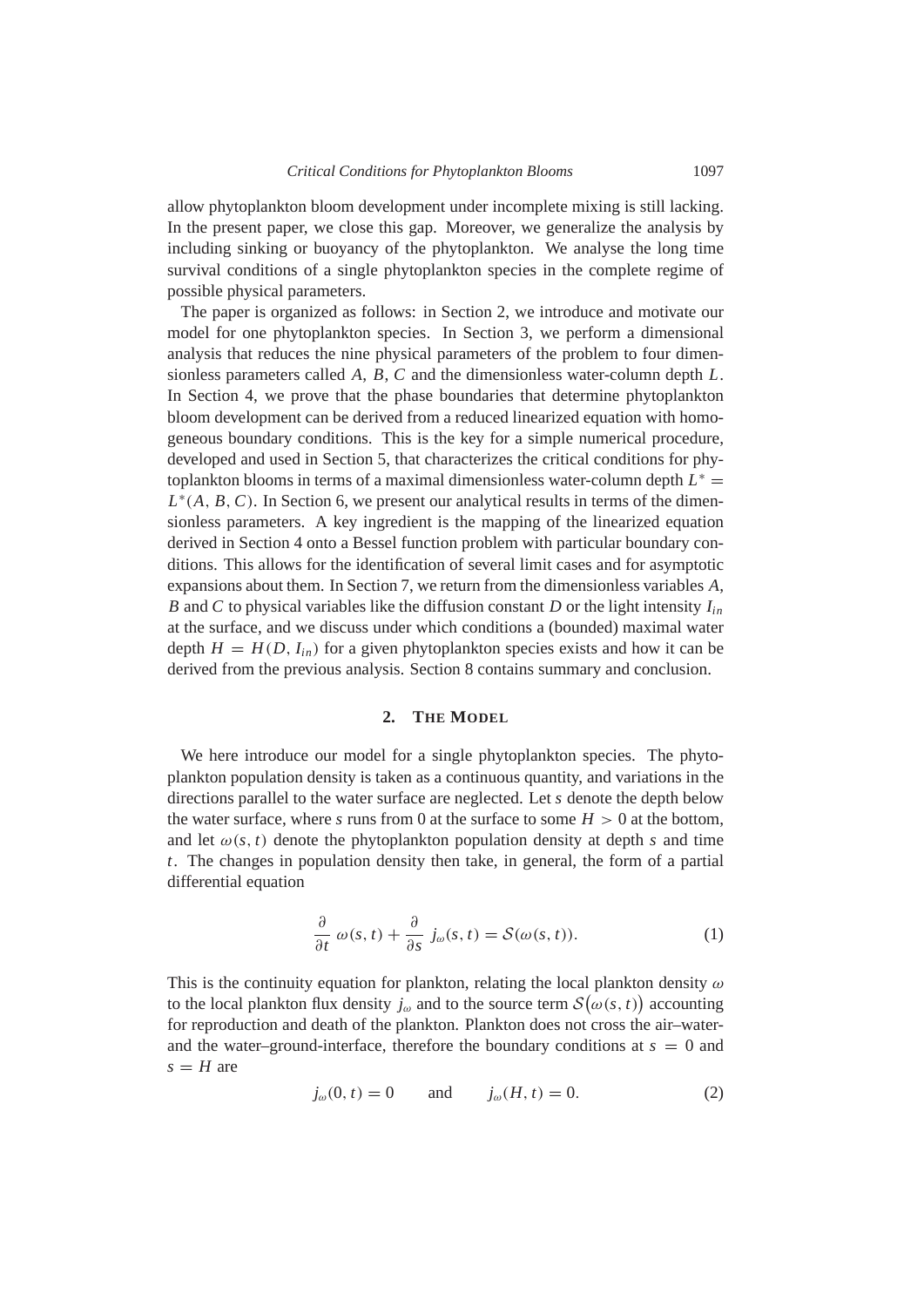allow phytoplankton bloom development under incomplete mixing is still lacking. In the present paper, we close this gap. Moreover, we generalize the analysis by including sinking or buoyancy of the phytoplankton. We analyse the long time survival conditions of a single phytoplankton species in the complete regime of possible physical parameters.

The paper is organized as follows: in Section 2, we introduce and motivate our model for one phytoplankton species. In Section 3, we perform a dimensional analysis that reduces the nine physical parameters of the problem to four dimensionless parameters called $A$, $B$, $C$ and the dimensionless water-column depth $L$. In Section 4, we prove that the phase boundaries that determine phytoplankton bloom development can be derived from a reduced linearized equation with homogeneous boundary conditions. This is the key for a simple numerical procedure, developed and used in Section 5, that characterizes the critical conditions for phytoplankton blooms in terms of a maximal dimensionless water-column depth $L^* = L^*(A, B, C)$. In Section 6, we present our analytical results in terms of the dimensionless parameters. A key ingredient is the mapping of the linearized equation derived in Section 4 onto a Bessel function problem with particular boundary conditions. This allows for the identification of several limit cases and for asymptotic expansions about them. In Section 7, we return from the dimensionless variables $A$, $B$ and $C$ to physical variables like the diffusion constant $D$ or the light intensity $I_{in}$ at the surface, and we discuss under which conditions a (bounded) maximal water depth $H = H(D, I_{in})$ for a given phytoplankton species exists and how it can be derived from the previous analysis. Section 8 contains summary and conclusion.

## 2. The Model

We here introduce our model for a single phytoplankton species. The phytoplankton population density is taken as a continuous quantity, and variations in the directions parallel to the water surface are neglected. Let $s$ denote the depth below the water surface, where $s$ runs from 0 at the surface to some $H > 0$ at the bottom, and let $\omega(s, t)$ denote the phytoplankton population density at depth $s$ and time $t$. The changes in population density then take, in general, the form of a partial differential equation

$$\frac{\partial}{\partial t}\, \omega(s,t) + \frac{\partial}{\partial s}\, j_\omega(s,t) = \mathcal{S}(\omega(s,t)). \tag{1}$$

This is the continuity equation for plankton, relating the local plankton density $\omega$ to the local plankton flux density $j_\omega$ and to the source term $\mathcal{S}\big(\omega(s,t)\big)$ accounting for reproduction and death of the plankton. Plankton does not cross the air–water- and the water–ground-interface, therefore the boundary conditions at $s = 0$ and $s = H$ are

$$j_\omega(0,t) = 0 \qquad \text{and} \qquad j_\omega(H,t) = 0. \tag{2}$$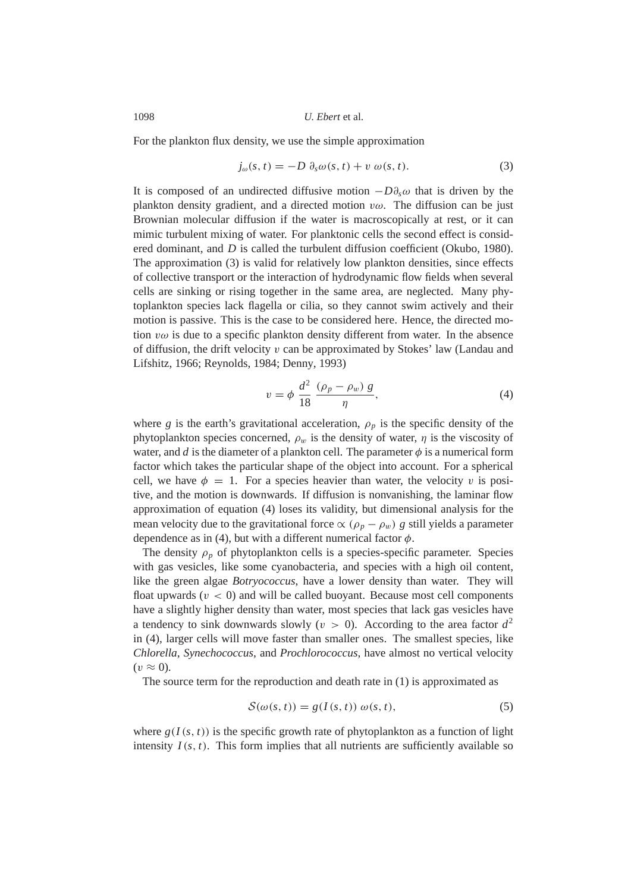For the plankton flux density, we use the simple approximation

$$j_\omega(s,t) = -D\ \partial_s \omega(s,t) + v\ \omega(s,t). \tag{3}$$

It is composed of an undirected diffusive motion $-D\partial_s\omega$ that is driven by the plankton density gradient, and a directed motion $v\omega$. The diffusion can be just Brownian molecular diffusion if the water is macroscopically at rest, or it can mimic turbulent mixing of water. For planktonic cells the second effect is considered dominant, and $D$ is called the turbulent diffusion coefficient (Okubo, 1980). The approximation (3) is valid for relatively low plankton densities, since effects of collective transport or the interaction of hydrodynamic flow fields when several cells are sinking or rising together in the same area, are neglected. Many phytoplankton species lack flagella or cilia, so they cannot swim actively and their motion is passive. This is the case to be considered here. Hence, the directed motion $v\omega$ is due to a specific plankton density different from water. In the absence of diffusion, the drift velocity $v$ can be approximated by Stokes' law (Landau and Lifshitz, 1966; Reynolds, 1984; Denny, 1993)

$$v = \phi\ \frac{d^2}{18}\ \frac{(\rho_p - \rho_w)\ g}{\eta}, \tag{4}$$

where $g$ is the earth's gravitational acceleration, $\rho_p$ is the specific density of the phytoplankton species concerned, $\rho_w$ is the density of water, $\eta$ is the viscosity of water, and $d$ is the diameter of a plankton cell. The parameter $\phi$ is a numerical form factor which takes the particular shape of the object into account. For a spherical cell, we have $\phi = 1$. For a species heavier than water, the velocity $v$ is positive, and the motion is downwards. If diffusion is nonvanishing, the laminar flow approximation of equation (4) loses its validity, but dimensional analysis for the mean velocity due to the gravitational force $\propto (\rho_p - \rho_w)\ g$ still yields a parameter dependence as in (4), but with a different numerical factor $\phi$.

The density $\rho_p$ of phytoplankton cells is a species-specific parameter. Species with gas vesicles, like some cyanobacteria, and species with a high oil content, like the green algae *Botryococcus*, have a lower density than water. They will float upwards ($v < 0$) and will be called buoyant. Because most cell components have a slightly higher density than water, most species that lack gas vesicles have a tendency to sink downwards slowly ($v > 0$). According to the area factor $d^2$ in (4), larger cells will move faster than smaller ones. The smallest species, like *Chlorella*, *Synechococcus*, and *Prochlorococcus*, have almost no vertical velocity ($v \approx 0$).

The source term for the reproduction and death rate in (1) is approximated as

$$\mathcal{S}(\omega(s,t)) = g(I(s,t))\ \omega(s,t), \tag{5}$$

where $g(I(s,t))$ is the specific growth rate of phytoplankton as a function of light intensity $I(s,t)$. This form implies that all nutrients are sufficiently available so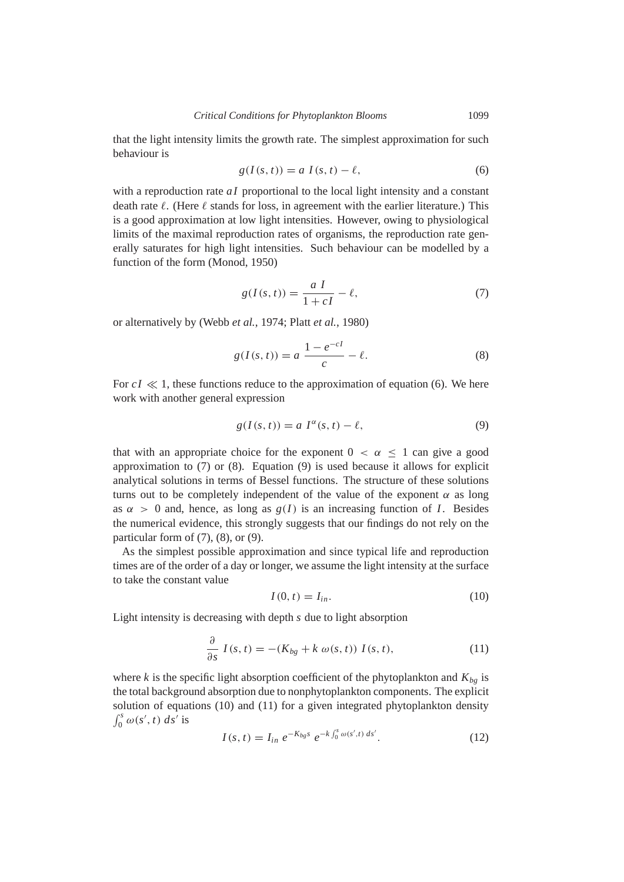that the light intensity limits the growth rate. The simplest approximation for such behaviour is

$$g(I(s,t)) = a\ I(s,t) - \ell, \tag{6}$$

with a reproduction rate $aI$ proportional to the local light intensity and a constant death rate $\ell$. (Here $\ell$ stands for loss, in agreement with the earlier literature.) This is a good approximation at low light intensities. However, owing to physiological limits of the maximal reproduction rates of organisms, the reproduction rate generally saturates for high light intensities. Such behaviour can be modelled by a function of the form (Monod, 1950)

$$g(I(s,t)) = \frac{a\ I}{1+cI} - \ell, \tag{7}$$

or alternatively by (Webb *et al.*, 1974; Platt *et al.*, 1980)

$$g(I(s,t)) = a\ \frac{1-e^{-cI}}{c} - \ell. \tag{8}$$

For $cI \ll 1$, these functions reduce to the approximation of equation (6). We here work with another general expression

$$g(I(s,t)) = a\ I^{\alpha}(s,t) - \ell, \tag{9}$$

that with an appropriate choice for the exponent $0 < \alpha \leq 1$ can give a good approximation to (7) or (8). Equation (9) is used because it allows for explicit analytical solutions in terms of Bessel functions. The structure of these solutions turns out to be completely independent of the value of the exponent $\alpha$ as long as $\alpha > 0$ and, hence, as long as $g(I)$ is an increasing function of $I$. Besides the numerical evidence, this strongly suggests that our findings do not rely on the particular form of (7), (8), or (9).

As the simplest possible approximation and since typical life and reproduction times are of the order of a day or longer, we assume the light intensity at the surface to take the constant value

$$I(0,t) = I_{in}. \tag{10}$$

Light intensity is decreasing with depth $s$ due to light absorption

$$\frac{\partial}{\partial s}\ I(s,t) = -(K_{bg} + k\ \omega(s,t))\ I(s,t), \tag{11}$$

where $k$ is the specific light absorption coefficient of the phytoplankton and $K_{bg}$ is the total background absorption due to nonphytoplankton components. The explicit solution of equations (10) and (11) for a given integrated phytoplankton density $\int_0^s \omega(s',t)\ ds'$ is

$$I(s,t) = I_{in}\ e^{-K_{bg}s}\ e^{-k\int_0^s \omega(s',t)\ ds'}. \tag{12}$$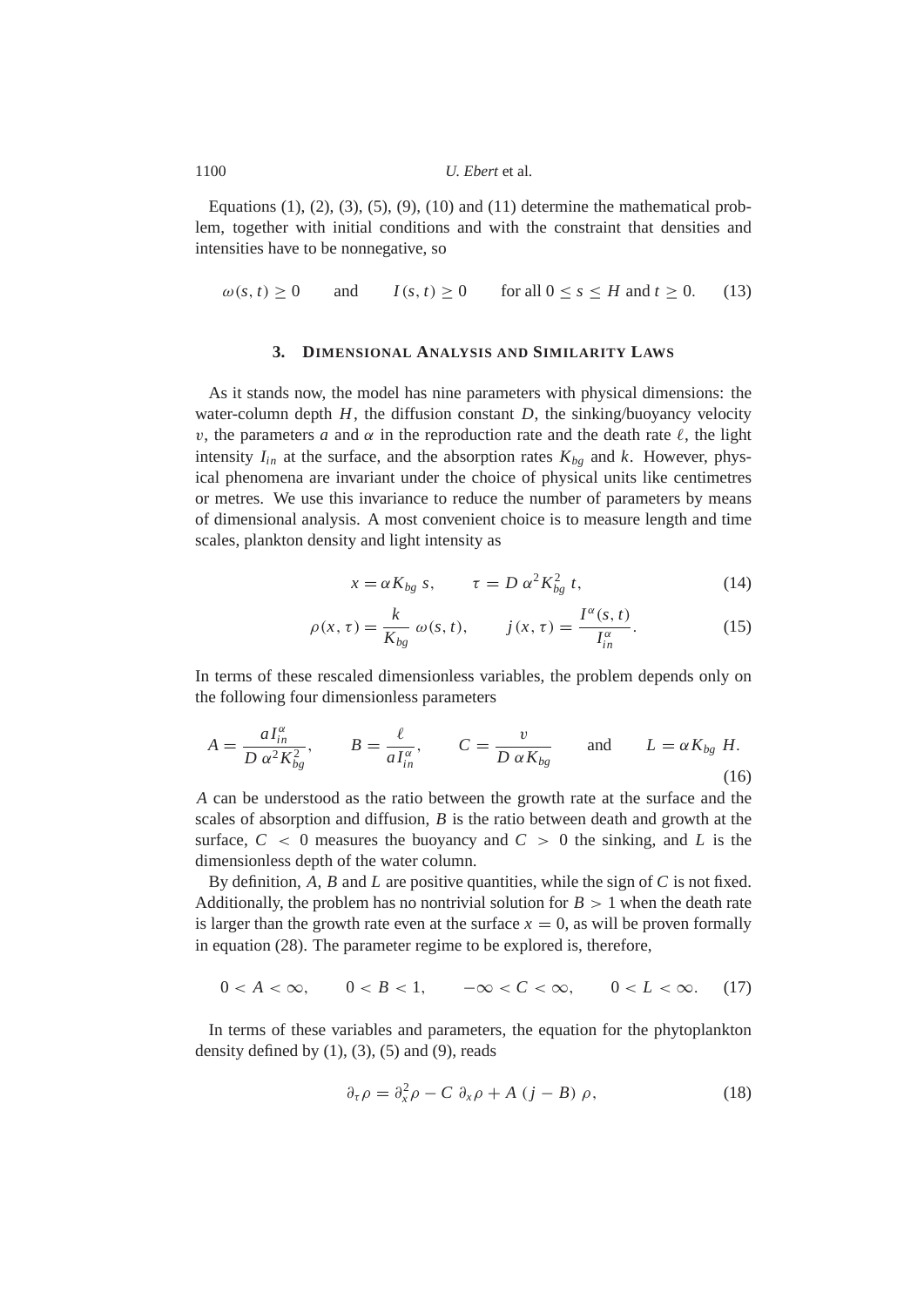Equations (1), (2), (3), (5), (9), (10) and (11) determine the mathematical problem, together with initial conditions and with the constraint that densities and intensities have to be nonnegative, so

$$\omega(s,t) \geq 0 \qquad \text{and} \qquad I(s,t) \geq 0 \qquad \text{for all } 0 \leq s \leq H \text{ and } t \geq 0. \tag{13}$$

## 3. Dimensional Analysis and Similarity Laws

As it stands now, the model has nine parameters with physical dimensions: the water-column depth $H$, the diffusion constant $D$, the sinking/buoyancy velocity $v$, the parameters $a$ and $\alpha$ in the reproduction rate and the death rate $\ell$, the light intensity $I_{in}$ at the surface, and the absorption rates $K_{bg}$ and $k$. However, physical phenomena are invariant under the choice of physical units like centimetres or metres. We use this invariance to reduce the number of parameters by means of dimensional analysis. A most convenient choice is to measure length and time scales, plankton density and light intensity as

$$x = \alpha K_{bg}\, s, \qquad \tau = D\, \alpha^2 K_{bg}^2\, t, \tag{14}$$

$$\rho(x,\tau) = \frac{k}{K_{bg}}\, \omega(s,t), \qquad j(x,\tau) = \frac{I^{\alpha}(s,t)}{I_{in}^{\alpha}}. \tag{15}$$

In terms of these rescaled dimensionless variables, the problem depends only on the following four dimensionless parameters

$$A = \frac{a I_{in}^{\alpha}}{D\, \alpha^2 K_{bg}^2}, \qquad B = \frac{\ell}{a I_{in}^{\alpha}}, \qquad C = \frac{v}{D\, \alpha K_{bg}} \qquad \text{and} \qquad L = \alpha K_{bg}\, H. \tag{16}$$

$A$ can be understood as the ratio between the growth rate at the surface and the scales of absorption and diffusion, $B$ is the ratio between death and growth at the surface, $C < 0$ measures the buoyancy and $C > 0$ the sinking, and $L$ is the dimensionless depth of the water column.

By definition, $A$, $B$ and $L$ are positive quantities, while the sign of $C$ is not fixed. Additionally, the problem has no nontrivial solution for $B > 1$ when the death rate is larger than the growth rate even at the surface $x = 0$, as will be proven formally in equation (28). The parameter regime to be explored is, therefore,

$$0 < A < \infty, \qquad 0 < B < 1, \qquad -\infty < C < \infty, \qquad 0 < L < \infty. \tag{17}$$

In terms of these variables and parameters, the equation for the phytoplankton density defined by (1), (3), (5) and (9), reads

$$\partial_\tau \rho = \partial_x^2 \rho - C\, \partial_x \rho + A\, (j - B)\, \rho, \tag{18}$$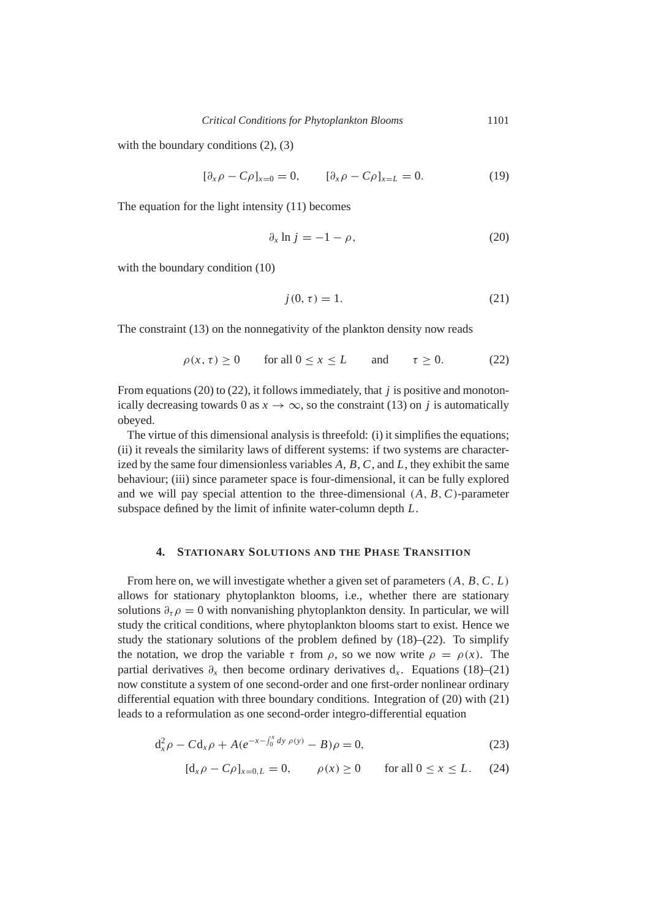with the boundary conditions (2), (3)

$$[\partial_x \rho - C\rho]_{x=0} = 0, \qquad [\partial_x \rho - C\rho]_{x=L} = 0. \tag{19}$$

The equation for the light intensity (11) becomes

$$\partial_x \ln j = -1 - \rho, \tag{20}$$

with the boundary condition (10)

$$j(0, \tau) = 1. \tag{21}$$

The constraint (13) on the nonnegativity of the plankton density now reads

$$\rho(x, \tau) \geq 0 \qquad \text{for all } 0 \leq x \leq L \qquad \text{and} \qquad \tau \geq 0. \tag{22}$$

From equations (20) to (22), it follows immediately, that $j$ is positive and monotonically decreasing towards 0 as $x \to \infty$, so the constraint (13) on $j$ is automatically obeyed.

The virtue of this dimensional analysis is threefold: (i) it simplifies the equations; (ii) it reveals the similarity laws of different systems: if two systems are characterized by the same four dimensionless variables $A$, $B$, $C$, and $L$, they exhibit the same behaviour; (iii) since parameter space is four-dimensional, it can be fully explored and we will pay special attention to the three-dimensional $(A, B, C)$-parameter subspace defined by the limit of infinite water-column depth $L$.

## 4. Stationary Solutions and the Phase Transition

From here on, we will investigate whether a given set of parameters $(A, B, C, L)$ allows for stationary phytoplankton blooms, i.e., whether there are stationary solutions $\partial_\tau \rho = 0$ with nonvanishing phytoplankton density. In particular, we will study the critical conditions, where phytoplankton blooms start to exist. Hence we study the stationary solutions of the problem defined by (18)–(22). To simplify the notation, we drop the variable $\tau$ from $\rho$, so we now write $\rho = \rho(x)$. The partial derivatives $\partial_x$ then become ordinary derivatives $\mathrm{d}_x$. Equations (18)–(21) now constitute a system of one second-order and one first-order nonlinear ordinary differential equation with three boundary conditions. Integration of (20) with (21) leads to a reformulation as one second-order integro-differential equation

$$\mathrm{d}_x^2 \rho - C\mathrm{d}_x \rho + A(e^{-x - \int_0^x dy\, \rho(y)} - B)\rho = 0, \tag{23}$$

$$[\mathrm{d}_x \rho - C\rho]_{x=0,L} = 0, \qquad \rho(x) \geq 0 \qquad \text{for all } 0 \leq x \leq L. \tag{24}$$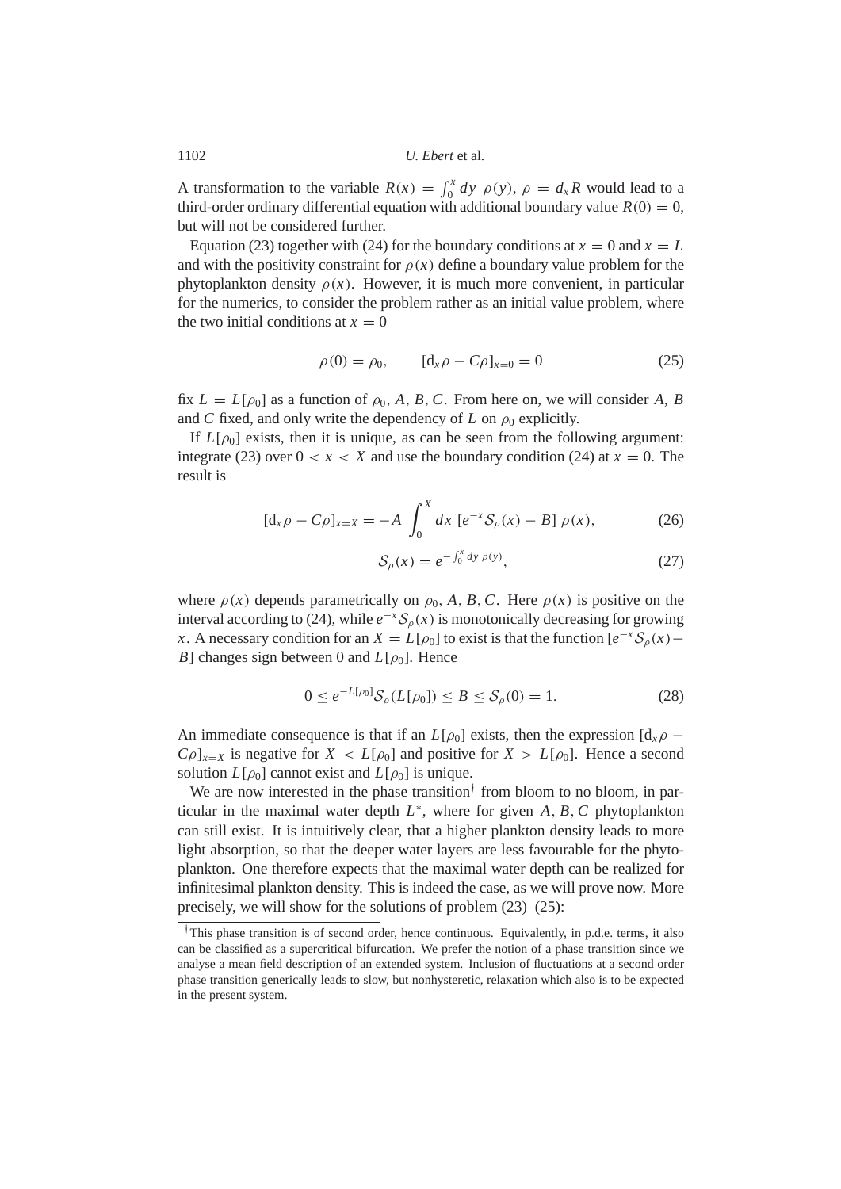A transformation to the variable $R(x) = \int_0^x dy\ \rho(y)$, $\rho = d_x R$ would lead to a third-order ordinary differential equation with additional boundary value $R(0) = 0$, but will not be considered further.

Equation (23) together with (24) for the boundary conditions at $x = 0$ and $x = L$ and with the positivity constraint for $\rho(x)$ define a boundary value problem for the phytoplankton density $\rho(x)$. However, it is much more convenient, in particular for the numerics, to consider the problem rather as an initial value problem, where the two initial conditions at $x = 0$

$$\rho(0) = \rho_0, \qquad [\mathrm{d}_x \rho - C\rho]_{x=0} = 0 \tag{25}$$

fix $L = L[\rho_0]$ as a function of $\rho_0, A, B, C$. From here on, we will consider $A$, $B$ and $C$ fixed, and only write the dependency of $L$ on $\rho_0$ explicitly.

If $L[\rho_0]$ exists, then it is unique, as can be seen from the following argument: integrate (23) over $0 < x < X$ and use the boundary condition (24) at $x = 0$. The result is

$$[\mathrm{d}_x \rho - C\rho]_{x=X} = -A \int_0^X dx\ [e^{-x}\mathcal{S}_\rho(x) - B]\ \rho(x), \tag{26}$$

$$\mathcal{S}_\rho(x) = e^{-\int_0^x dy\ \rho(y)}, \tag{27}$$

where $\rho(x)$ depends parametrically on $\rho_0, A, B, C$. Here $\rho(x)$ is positive on the interval according to (24), while $e^{-x}\mathcal{S}_\rho(x)$ is monotonically decreasing for growing $x$. A necessary condition for an $X = L[\rho_0]$ to exist is that the function $[e^{-x}\mathcal{S}_\rho(x) - B]$ changes sign between 0 and $L[\rho_0]$. Hence

$$0 \le e^{-L[\rho_0]}\mathcal{S}_\rho(L[\rho_0]) \le B \le \mathcal{S}_\rho(0) = 1. \tag{28}$$

An immediate consequence is that if an $L[\rho_0]$ exists, then the expression $[\mathrm{d}_x \rho - C\rho]_{x=X}$ is negative for $X < L[\rho_0]$ and positive for $X > L[\rho_0]$. Hence a second solution $L[\rho_0]$ cannot exist and $L[\rho_0]$ is unique.

We are now interested in the phase transition† from bloom to no bloom, in particular in the maximal water depth $L^*$, where for given $A, B, C$ phytoplankton can still exist. It is intuitively clear, that a higher plankton density leads to more light absorption, so that the deeper water layers are less favourable for the phytoplankton. One therefore expects that the maximal water depth can be realized for infinitesimal plankton density. This is indeed the case, as we will prove now. More precisely, we will show for the solutions of problem (23)–(25):

---

†This phase transition is of second order, hence continuous. Equivalently, in p.d.e. terms, it also can be classified as a supercritical bifurcation. We prefer the notion of a phase transition since we analyse a mean field description of an extended system. Inclusion of fluctuations at a second order phase transition generically leads to slow, but nonhysteretic, relaxation which also is to be expected in the present system.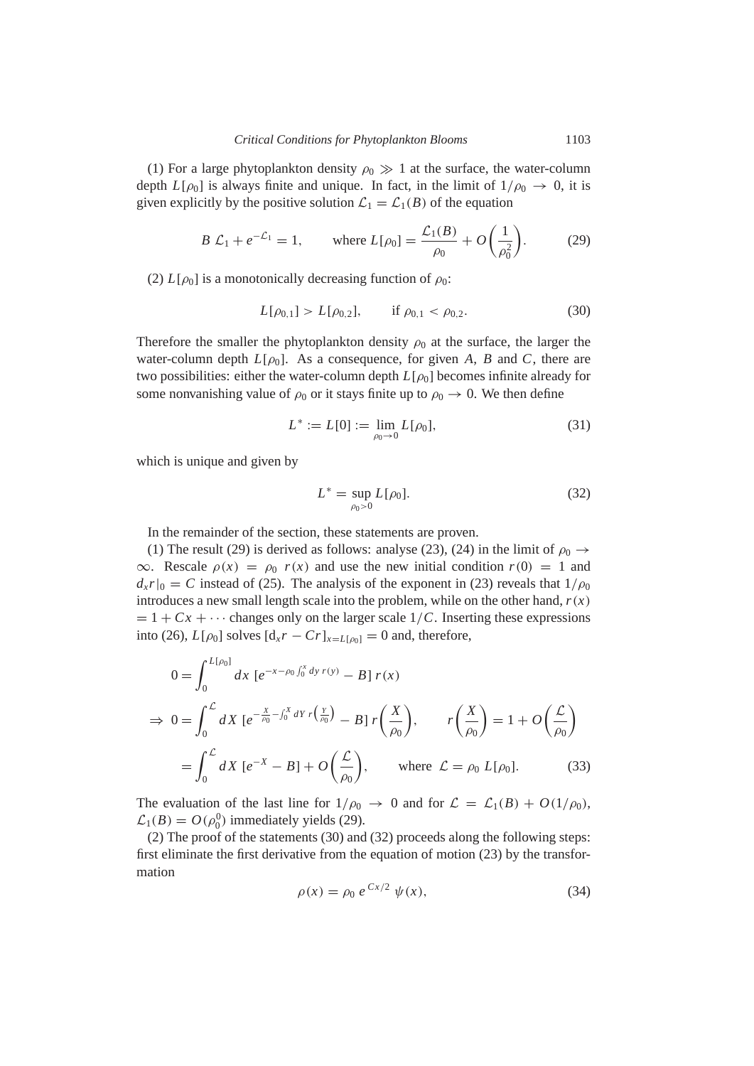(1) For a large phytoplankton density $\rho_0 \gg 1$ at the surface, the water-column depth $L[\rho_0]$ is always finite and unique. In fact, in the limit of $1/\rho_0 \to 0$, it is given explicitly by the positive solution $\mathcal{L}_1 = \mathcal{L}_1(B)$ of the equation

$$B\,\mathcal{L}_1 + e^{-\mathcal{L}_1} = 1, \qquad \text{where } L[\rho_0] = \frac{\mathcal{L}_1(B)}{\rho_0} + O\left(\frac{1}{\rho_0^2}\right). \tag{29}$$

(2) $L[\rho_0]$ is a monotonically decreasing function of $\rho_0$:

$$L[\rho_{0,1}] > L[\rho_{0,2}], \qquad \text{if } \rho_{0,1} < \rho_{0,2}. \tag{30}$$

Therefore the smaller the phytoplankton density $\rho_0$ at the surface, the larger the water-column depth $L[\rho_0]$. As a consequence, for given $A$, $B$ and $C$, there are two possibilities: either the water-column depth $L[\rho_0]$ becomes infinite already for some nonvanishing value of $\rho_0$ or it stays finite up to $\rho_0 \to 0$. We then define

$$L^* := L[0] := \lim_{\rho_0 \to 0} L[\rho_0], \tag{31}$$

which is unique and given by

$$L^* = \sup_{\rho_0 > 0} L[\rho_0]. \tag{32}$$

In the remainder of the section, these statements are proven.

(1) The result (29) is derived as follows: analyse (23), (24) in the limit of $\rho_0 \to \infty$. Rescale $\rho(x) = \rho_0\, r(x)$ and use the new initial condition $r(0) = 1$ and $d_x r|_0 = C$ instead of (25). The analysis of the exponent in (23) reveals that $1/\rho_0$ introduces a new small length scale into the problem, while on the other hand, $r(x) = 1 + Cx + \cdots$ changes only on the larger scale $1/C$. Inserting these expressions into (26), $L[\rho_0]$ solves $[\mathrm{d}_x r - Cr]_{x=L[\rho_0]} = 0$ and, therefore,

$$\begin{aligned}
0 &= \int_0^{L[\rho_0]} dx\; [e^{-x-\rho_0 \int_0^x dy\, r(y)} - B]\, r(x) \\
\Rightarrow\; 0 &= \int_0^{\mathcal{L}} dX\; [e^{-\frac{X}{\rho_0} - \int_0^X dY\, r\left(\frac{Y}{\rho_0}\right)} - B]\, r\left(\frac{X}{\rho_0}\right), \qquad r\left(\frac{X}{\rho_0}\right) = 1 + O\left(\frac{\mathcal{L}}{\rho_0}\right) \\
&= \int_0^{\mathcal{L}} dX\; [e^{-X} - B] + O\left(\frac{\mathcal{L}}{\rho_0}\right), \qquad \text{where } \mathcal{L} = \rho_0\, L[\rho_0].
\end{aligned} \tag{33}$$

The evaluation of the last line for $1/\rho_0 \to 0$ and for $\mathcal{L} = \mathcal{L}_1(B) + O(1/\rho_0)$, $\mathcal{L}_1(B) = O(\rho_0^0)$ immediately yields (29).

(2) The proof of the statements (30) and (32) proceeds along the following steps: first eliminate the first derivative from the equation of motion (23) by the transformation

$$\rho(x) = \rho_0\, e^{Cx/2}\, \psi(x), \tag{34}$$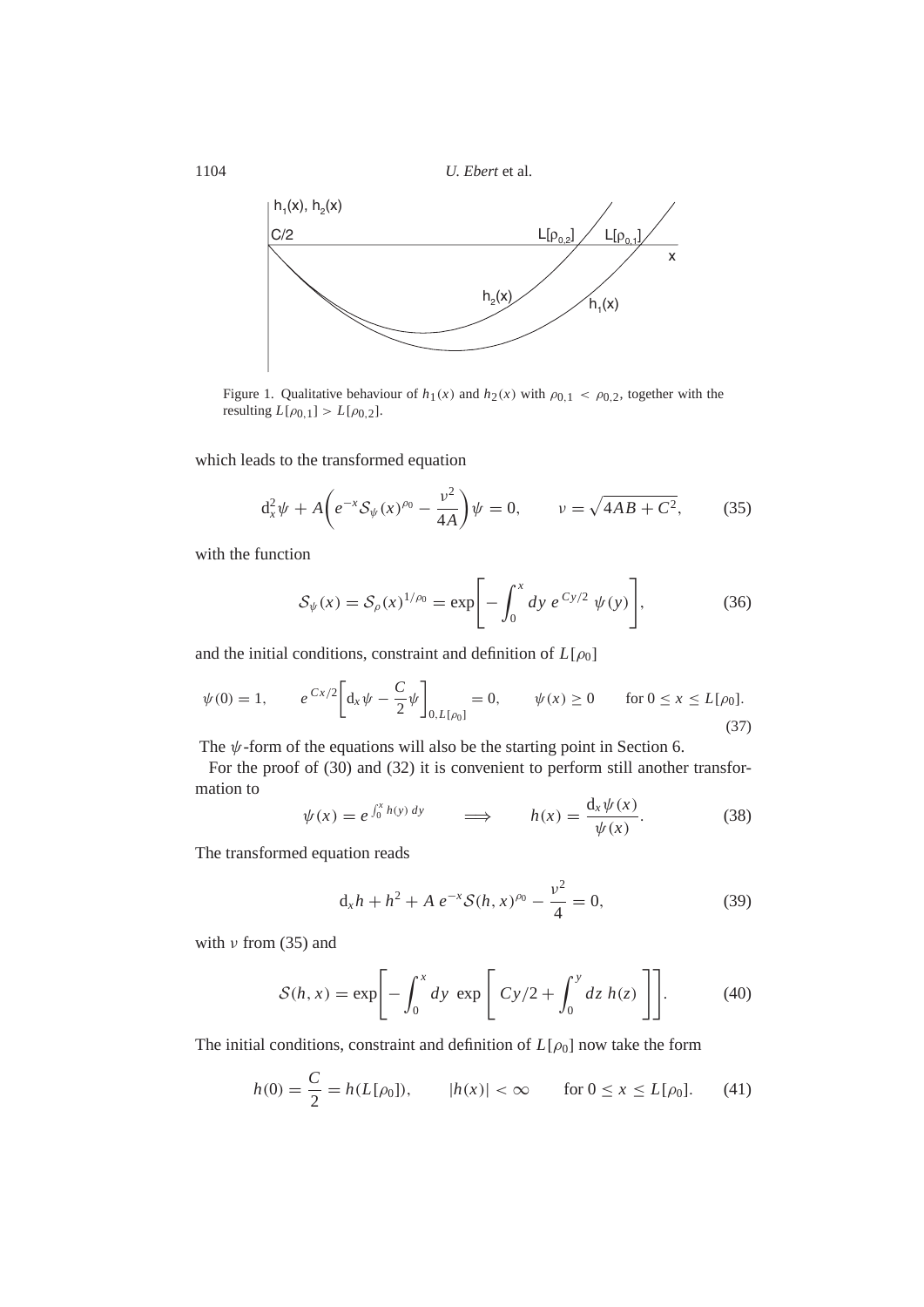Figure 1. Qualitative behaviour of $h_1(x)$ and $h_2(x)$ with $\rho_{0,1} < \rho_{0,2}$, together with the resulting $L[\rho_{0,1}] > L[\rho_{0,2}]$.

which leads to the transformed equation

$$\mathrm{d}_x^2 \psi + A\left(e^{-x} \mathcal{S}_\psi(x)^{\rho_0} - \frac{\nu^2}{4A}\right)\psi = 0, \qquad \nu = \sqrt{4AB + C^2}, \tag{35}$$

with the function

$$\mathcal{S}_\psi(x) = \mathcal{S}_\rho(x)^{1/\rho_0} = \exp\left[-\int_0^x dy\; e^{Cy/2}\; \psi(y)\right], \tag{36}$$

and the initial conditions, constraint and definition of $L[\rho_0]$

$$\psi(0) = 1, \qquad e^{Cx/2}\left[\mathrm{d}_x \psi - \frac{C}{2}\psi\right]_{0, L[\rho_0]} = 0, \qquad \psi(x) \geq 0 \qquad \text{for } 0 \leq x \leq L[\rho_0]. \tag{37}$$

The $\psi$-form of the equations will also be the starting point in Section 6.

For the proof of (30) and (32) it is convenient to perform still another transformation to

$$\psi(x) = e^{\int_0^x h(y)\,dy} \qquad \Longrightarrow \qquad h(x) = \frac{\mathrm{d}_x \psi(x)}{\psi(x)}. \tag{38}$$

The transformed equation reads

$$\mathrm{d}_x h + h^2 + A\, e^{-x} \mathcal{S}(h, x)^{\rho_0} - \frac{\nu^2}{4} = 0, \tag{39}$$

with $\nu$ from (35) and

$$\mathcal{S}(h, x) = \exp\left[-\int_0^x dy\;\exp\left[\;Cy/2 + \int_0^y dz\; h(z)\;\right]\right]. \tag{40}$$

The initial conditions, constraint and definition of $L[\rho_0]$ now take the form

$$h(0) = \frac{C}{2} = h(L[\rho_0]), \qquad |h(x)| < \infty \qquad \text{for } 0 \leq x \leq L[\rho_0]. \tag{41}$$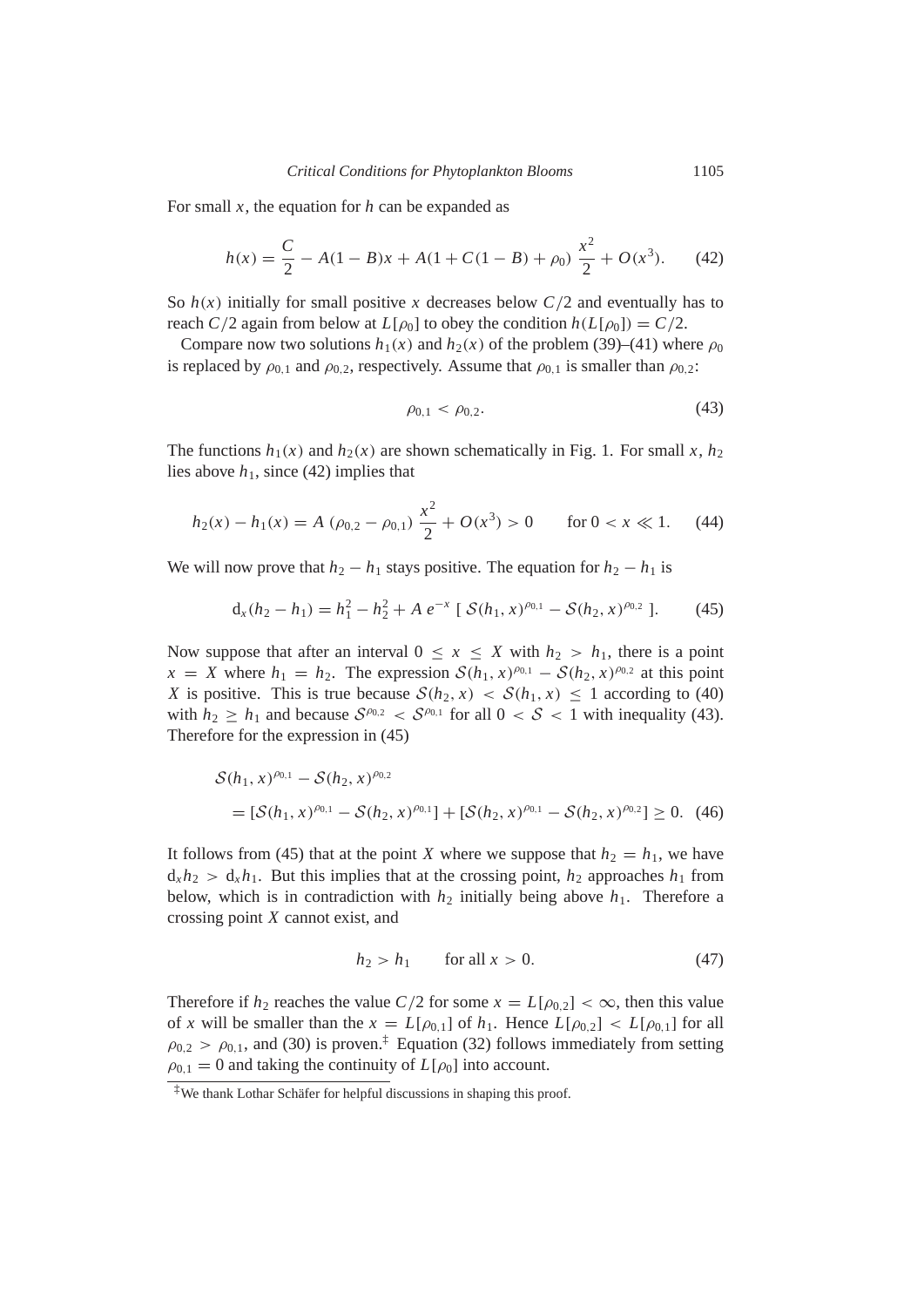For small $x$, the equation for $h$ can be expanded as

$$h(x) = \frac{C}{2} - A(1-B)x + A(1 + C(1-B) + \rho_0)\ \frac{x^2}{2} + O(x^3). \qquad (42)$$

So $h(x)$ initially for small positive $x$ decreases below $C/2$ and eventually has to reach $C/2$ again from below at $L[\rho_0]$ to obey the condition $h(L[\rho_0]) = C/2$.

Compare now two solutions $h_1(x)$ and $h_2(x)$ of the problem (39)–(41) where $\rho_0$ is replaced by $\rho_{0,1}$ and $\rho_{0,2}$, respectively. Assume that $\rho_{0,1}$ is smaller than $\rho_{0,2}$:

$$\rho_{0,1} < \rho_{0,2}. \qquad (43)$$

The functions $h_1(x)$ and $h_2(x)$ are shown schematically in Fig. 1. For small $x$, $h_2$ lies above $h_1$, since (42) implies that

$$h_2(x) - h_1(x) = A\ (\rho_{0,2} - \rho_{0,1})\ \frac{x^2}{2} + O(x^3) > 0 \qquad \text{for } 0 < x \ll 1. \qquad (44)$$

We will now prove that $h_2 - h_1$ stays positive. The equation for $h_2 - h_1$ is

$$\mathrm{d}_x(h_2 - h_1) = h_1^2 - h_2^2 + A\ e^{-x}\ [\ \mathcal{S}(h_1, x)^{\rho_{0,1}} - \mathcal{S}(h_2, x)^{\rho_{0,2}}\ ]. \qquad (45)$$

Now suppose that after an interval $0 \le x \le X$ with $h_2 > h_1$, there is a point $x = X$ where $h_1 = h_2$. The expression $\mathcal{S}(h_1, x)^{\rho_{0,1}} - \mathcal{S}(h_2, x)^{\rho_{0,2}}$ at this point $X$ is positive. This is true because $\mathcal{S}(h_2, x) < \mathcal{S}(h_1, x) \le 1$ according to (40) with $h_2 \ge h_1$ and because $\mathcal{S}^{\rho_{0,2}} < \mathcal{S}^{\rho_{0,1}}$ for all $0 < \mathcal{S} < 1$ with inequality (43). Therefore for the expression in (45)

$$\begin{aligned}
&\mathcal{S}(h_1, x)^{\rho_{0,1}} - \mathcal{S}(h_2, x)^{\rho_{0,2}} \\
&\quad = [\mathcal{S}(h_1, x)^{\rho_{0,1}} - \mathcal{S}(h_2, x)^{\rho_{0,1}}] + [\mathcal{S}(h_2, x)^{\rho_{0,1}} - \mathcal{S}(h_2, x)^{\rho_{0,2}}] \ge 0. \quad (46)
\end{aligned}$$

It follows from (45) that at the point $X$ where we suppose that $h_2 = h_1$, we have $\mathrm{d}_x h_2 > \mathrm{d}_x h_1$. But this implies that at the crossing point, $h_2$ approaches $h_1$ from below, which is in contradiction with $h_2$ initially being above $h_1$. Therefore a crossing point $X$ cannot exist, and

$$h_2 > h_1 \qquad \text{for all } x > 0. \qquad (47)$$

Therefore if $h_2$ reaches the value $C/2$ for some $x = L[\rho_{0,2}] < \infty$, then this value of $x$ will be smaller than the $x = L[\rho_{0,1}]$ of $h_1$. Hence $L[\rho_{0,2}] < L[\rho_{0,1}]$ for all $\rho_{0,2} > \rho_{0,1}$, and (30) is proven.‡ Equation (32) follows immediately from setting $\rho_{0,1} = 0$ and taking the continuity of $L[\rho_0]$ into account.

‡We thank Lothar Schäfer for helpful discussions in shaping this proof.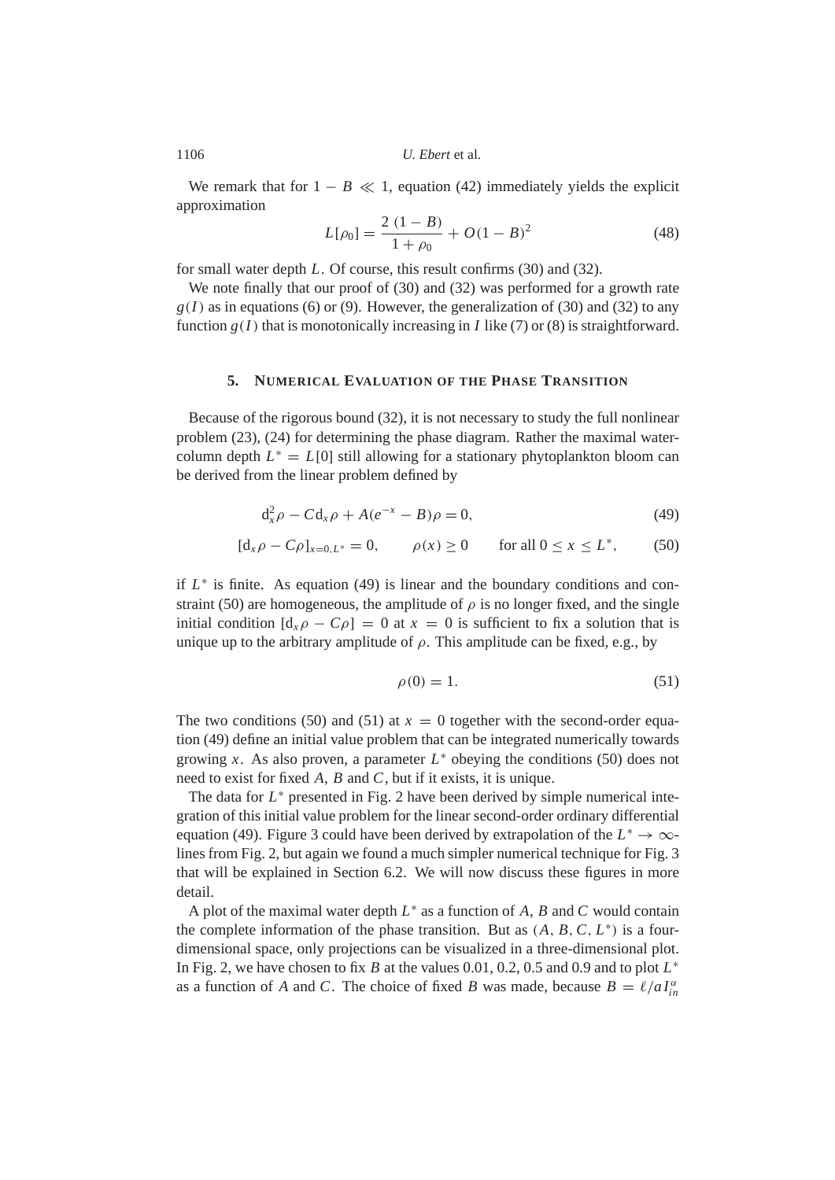We remark that for $1 - B \ll 1$, equation (42) immediately yields the explicit approximation

$$L[\rho_0] = \frac{2\,(1 - B)}{1 + \rho_0} + O(1 - B)^2 \tag{48}$$

for small water depth $L$. Of course, this result confirms (30) and (32).

We note finally that our proof of (30) and (32) was performed for a growth rate $g(I)$ as in equations (6) or (9). However, the generalization of (30) and (32) to any function $g(I)$ that is monotonically increasing in $I$ like (7) or (8) is straightforward.

## 5. Numerical Evaluation of the Phase Transition

Because of the rigorous bound (32), it is not necessary to study the full nonlinear problem (23), (24) for determining the phase diagram. Rather the maximal water-column depth $L^* = L[0]$ still allowing for a stationary phytoplankton bloom can be derived from the linear problem defined by

$$d_x^2 \rho - C d_x \rho + A(e^{-x} - B)\rho = 0, \tag{49}$$

$$[d_x \rho - C\rho]_{x=0,L^*} = 0, \qquad \rho(x) \geq 0 \qquad \text{for all } 0 \leq x \leq L^*, \tag{50}$$

if $L^*$ is finite. As equation (49) is linear and the boundary conditions and constraint (50) are homogeneous, the amplitude of $\rho$ is no longer fixed, and the single initial condition $[d_x \rho - C\rho] = 0$ at $x = 0$ is sufficient to fix a solution that is unique up to the arbitrary amplitude of $\rho$. This amplitude can be fixed, e.g., by

$$\rho(0) = 1. \tag{51}$$

The two conditions (50) and (51) at $x = 0$ together with the second-order equation (49) define an initial value problem that can be integrated numerically towards growing $x$. As also proven, a parameter $L^*$ obeying the conditions (50) does not need to exist for fixed $A$, $B$ and $C$, but if it exists, it is unique.

The data for $L^*$ presented in Fig. 2 have been derived by simple numerical integration of this initial value problem for the linear second-order ordinary differential equation (49). Figure 3 could have been derived by extrapolation of the $L^* \to \infty$-lines from Fig. 2, but again we found a much simpler numerical technique for Fig. 3 that will be explained in Section 6.2. We will now discuss these figures in more detail.

A plot of the maximal water depth $L^*$ as a function of $A$, $B$ and $C$ would contain the complete information of the phase transition. But as $(A, B, C, L^*)$ is a four-dimensional space, only projections can be visualized in a three-dimensional plot. In Fig. 2, we have chosen to fix $B$ at the values 0.01, 0.2, 0.5 and 0.9 and to plot $L^*$ as a function of $A$ and $C$. The choice of fixed $B$ was made, because $B = \ell/aI_{in}^{\alpha}$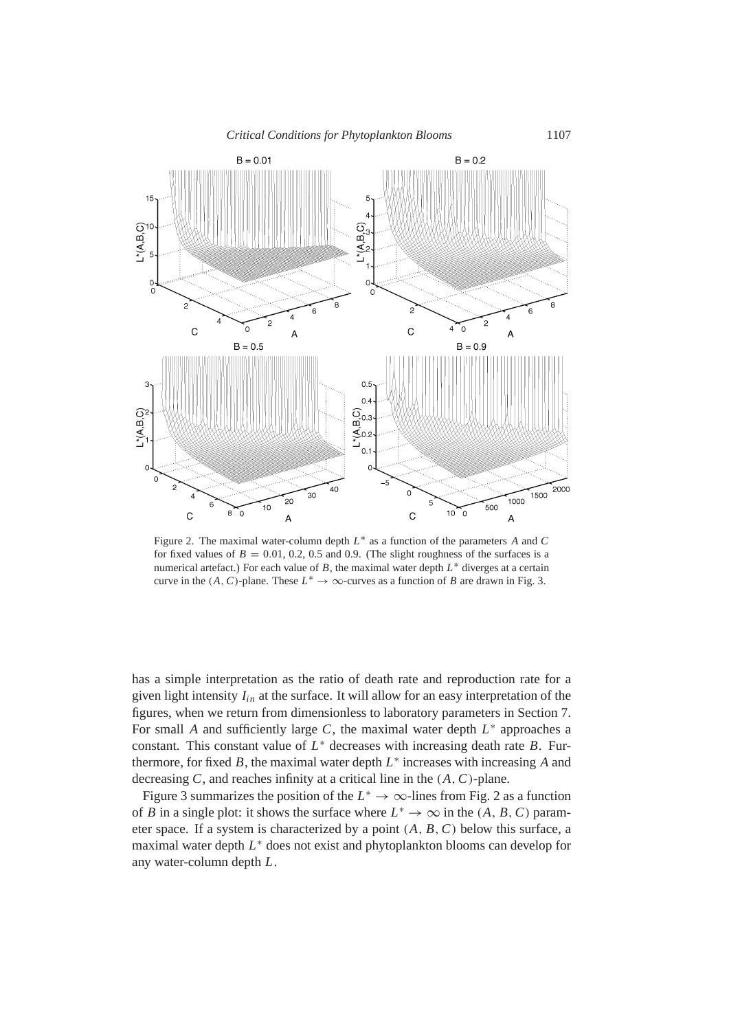Figure 2. The maximal water-column depth $L^*$ as a function of the parameters $A$ and $C$ for fixed values of $B = 0.01$, 0.2, 0.5 and 0.9. (The slight roughness of the surfaces is a numerical artefact.) For each value of $B$, the maximal water depth $L^*$ diverges at a certain curve in the $(A, C)$-plane. These $L^* \to \infty$-curves as a function of $B$ are drawn in Fig. 3.

has a simple interpretation as the ratio of death rate and reproduction rate for a given light intensity $I_{in}$ at the surface. It will allow for an easy interpretation of the figures, when we return from dimensionless to laboratory parameters in Section 7. For small $A$ and sufficiently large $C$, the maximal water depth $L^*$ approaches a constant. This constant value of $L^*$ decreases with increasing death rate $B$. Furthermore, for fixed $B$, the maximal water depth $L^*$ increases with increasing $A$ and decreasing $C$, and reaches infinity at a critical line in the $(A, C)$-plane.

Figure 3 summarizes the position of the $L^* \to \infty$-lines from Fig. 2 as a function of $B$ in a single plot: it shows the surface where $L^* \to \infty$ in the $(A, B, C)$ parameter space. If a system is characterized by a point $(A, B, C)$ below this surface, a maximal water depth $L^*$ does not exist and phytoplankton blooms can develop for any water-column depth $L$.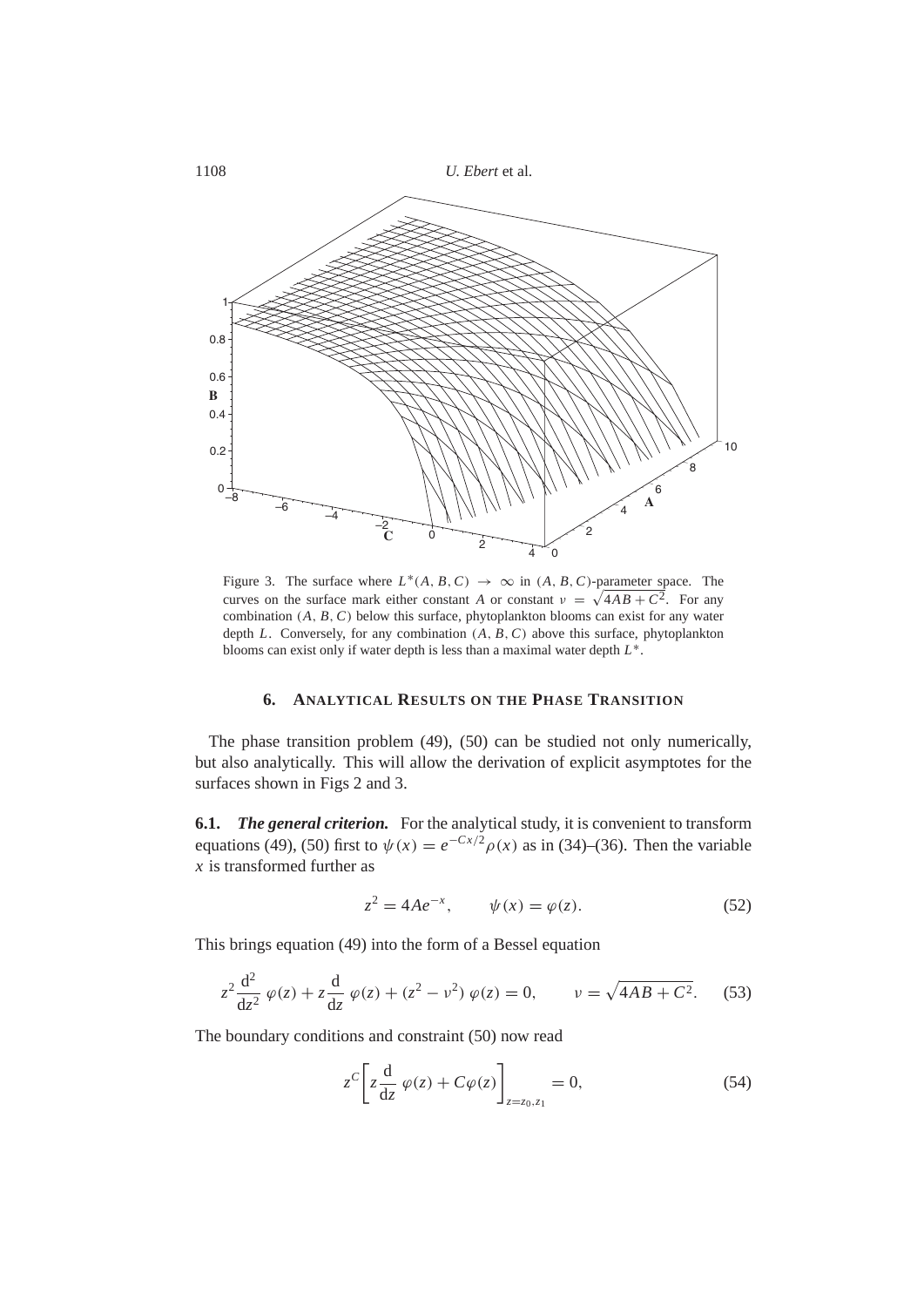Figure 3. The surface where $L^*(A, B, C) \to \infty$ in $(A, B, C)$-parameter space. The curves on the surface mark either constant $A$ or constant $\nu = \sqrt{4AB + C^2}$. For any combination $(A, B, C)$ below this surface, phytoplankton blooms can exist for any water depth $L$. Conversely, for any combination $(A, B, C)$ above this surface, phytoplankton blooms can exist only if water depth is less than a maximal water depth $L^*$.

## 6. Analytical Results on the Phase Transition

The phase transition problem (49), (50) can be studied not only numerically, but also analytically. This will allow the derivation of explicit asymptotes for the surfaces shown in Figs 2 and 3.

**6.1.** ***The general criterion.*** For the analytical study, it is convenient to transform equations (49), (50) first to $\psi(x) = e^{-Cx/2}\rho(x)$ as in (34)–(36). Then the variable $x$ is transformed further as

$$z^2 = 4Ae^{-x}, \qquad \psi(x) = \varphi(z). \tag{52}$$

This brings equation (49) into the form of a Bessel equation

$$z^2 \frac{d^2}{dz^2}\,\varphi(z) + z\frac{d}{dz}\,\varphi(z) + (z^2 - \nu^2)\,\varphi(z) = 0, \qquad \nu = \sqrt{4AB + C^2}. \tag{53}$$

The boundary conditions and constraint (50) now read

$$z^C \left[ z\frac{d}{dz}\,\varphi(z) + C\varphi(z) \right]_{z=z_0, z_1} = 0, \tag{54}$$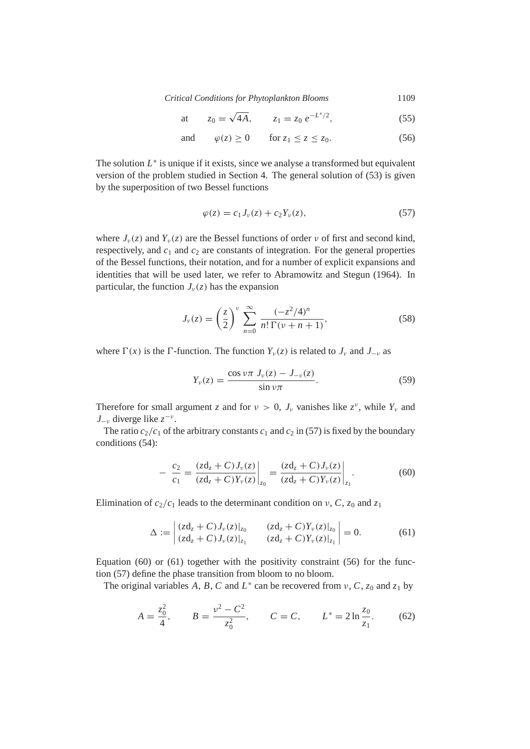$$\text{at} \qquad z_0 = \sqrt{4A}, \qquad z_1 = z_0\, e^{-L^*/2}, \tag{55}$$

$$\text{and} \qquad \varphi(z) \geq 0 \qquad \text{for } z_1 \leq z \leq z_0. \tag{56}$$

The solution $L^*$ is unique if it exists, since we analyse a transformed but equivalent version of the problem studied in Section 4. The general solution of (53) is given by the superposition of two Bessel functions

$$\varphi(z) = c_1 J_\nu(z) + c_2 Y_\nu(z), \tag{57}$$

where $J_\nu(z)$ and $Y_\nu(z)$ are the Bessel functions of order $\nu$ of first and second kind, respectively, and $c_1$ and $c_2$ are constants of integration. For the general properties of the Bessel functions, their notation, and for a number of explicit expansions and identities that will be used later, we refer to Abramowitz and Stegun (1964). In particular, the function $J_\nu(z)$ has the expansion

$$J_\nu(z) = \left(\frac{z}{2}\right)^\nu \sum_{n=0}^{\infty} \frac{(-z^2/4)^n}{n!\,\Gamma(\nu + n + 1)}, \tag{58}$$

where $\Gamma(x)$ is the $\Gamma$-function. The function $Y_\nu(z)$ is related to $J_\nu$ and $J_{-\nu}$ as

$$Y_\nu(z) = \frac{\cos \nu\pi \; J_\nu(z) - J_{-\nu}(z)}{\sin \nu\pi}. \tag{59}$$

Therefore for small argument $z$ and for $\nu > 0$, $J_\nu$ vanishes like $z^\nu$, while $Y_\nu$ and $J_{-\nu}$ diverge like $z^{-\nu}$.

The ratio $c_2/c_1$ of the arbitrary constants $c_1$ and $c_2$ in (57) is fixed by the boundary conditions (54):

$$-\;\frac{c_2}{c_1} = \left.\frac{(z\mathrm{d}_z + C)\,J_\nu(z)}{(z\mathrm{d}_z + C)Y_\nu(z)}\right|_{z_0} = \left.\frac{(z\mathrm{d}_z + C)\,J_\nu(z)}{(z\mathrm{d}_z + C)Y_\nu(z)}\right|_{z_1}. \tag{60}$$

Elimination of $c_2/c_1$ leads to the determinant condition on $\nu$, $C$, $z_0$ and $z_1$

$$\Delta := \begin{vmatrix} (z\mathrm{d}_z + C)\,J_\nu(z)|_{z_0} & (z\mathrm{d}_z + C)Y_\nu(z)|_{z_0} \\ (z\mathrm{d}_z + C)\,J_\nu(z)|_{z_1} & (z\mathrm{d}_z + C)Y_\nu(z)|_{z_1} \end{vmatrix} = 0. \tag{61}$$

Equation (60) or (61) together with the positivity constraint (56) for the function (57) define the phase transition from bloom to no bloom.

The original variables $A$, $B$, $C$ and $L^*$ can be recovered from $\nu$, $C$, $z_0$ and $z_1$ by

$$A = \frac{z_0^2}{4}, \qquad B = \frac{\nu^2 - C^2}{z_0^2}, \qquad C = C, \qquad L^* = 2\ln\frac{z_0}{z_1}. \tag{62}$$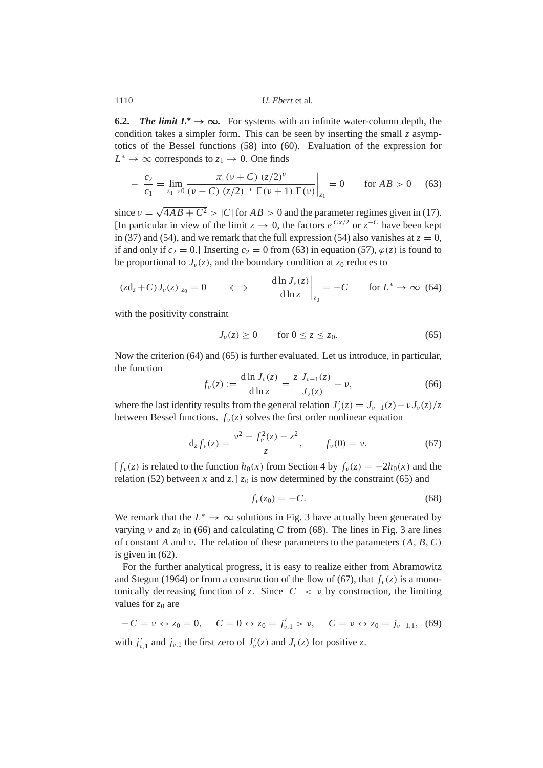**6.2. *The limit $L^* \to \infty$.*** For systems with an infinite water-column depth, the condition takes a simpler form. This can be seen by inserting the small $z$ asymptotics of the Bessel functions (58) into (60). Evaluation of the expression for $L^* \to \infty$ corresponds to $z_1 \to 0$. One finds

$$- \frac{c_2}{c_1} = \lim_{z_1 \to 0} \frac{\pi \ (\nu + C) \ (z/2)^\nu}{(\nu - C) \ (z/2)^{-\nu} \ \Gamma(\nu + 1) \ \Gamma(\nu)} \bigg|_{z_1} = 0 \qquad \text{for } AB > 0 \quad (63)$$

since $\nu = \sqrt{4AB + C^2} > |C|$ for $AB > 0$ and the parameter regimes given in (17). [In particular in view of the limit $z \to 0$, the factors $e^{Cx/2}$ or $z^{-C}$ have been kept in (37) and (54), and we remark that the full expression (54) also vanishes at $z = 0$, if and only if $c_2 = 0$.] Inserting $c_2 = 0$ from (63) in equation (57), $\varphi(z)$ is found to be proportional to $J_\nu(z)$, and the boundary condition at $z_0$ reduces to

$$(z\mathrm{d}_z + C) J_\nu(z)|_{z_0} = 0 \qquad \Longleftrightarrow \qquad \frac{\mathrm{d} \ln J_\nu(z)}{\mathrm{d} \ln z}\bigg|_{z_0} = -C \qquad \text{for } L^* \to \infty \quad (64)$$

with the positivity constraint

$$J_\nu(z) \geq 0 \qquad \text{for } 0 \leq z \leq z_0. \quad (65)$$

Now the criterion (64) and (65) is further evaluated. Let us introduce, in particular, the function

$$f_\nu(z) := \frac{\mathrm{d} \ln J_\nu(z)}{\mathrm{d} \ln z} = \frac{z \ J_{\nu-1}(z)}{J_\nu(z)} - \nu, \quad (66)$$

where the last identity results from the general relation $J'_\nu(z) = J_{\nu-1}(z) - \nu J_\nu(z)/z$ between Bessel functions. $f_\nu(z)$ solves the first order nonlinear equation

$$\mathrm{d}_z f_\nu(z) = \frac{\nu^2 - f_\nu^2(z) - z^2}{z}, \qquad f_\nu(0) = \nu. \quad (67)$$

[$f_\nu(z)$ is related to the function $h_0(x)$ from Section 4 by $f_\nu(z) = -2h_0(x)$ and the relation (52) between $x$ and $z$.] $z_0$ is now determined by the constraint (65) and

$$f_\nu(z_0) = -C. \quad (68)$$

We remark that the $L^* \to \infty$ solutions in Fig. 3 have actually been generated by varying $\nu$ and $z_0$ in (66) and calculating $C$ from (68). The lines in Fig. 3 are lines of constant $A$ and $\nu$. The relation of these parameters to the parameters $(A, B, C)$ is given in (62).

For the further analytical progress, it is easy to realize either from Abramowitz and Stegun (1964) or from a construction of the flow of (67), that $f_\nu(z)$ is a monotonically decreasing function of $z$. Since $|C| < \nu$ by construction, the limiting values for $z_0$ are

$$-C = \nu \leftrightarrow z_0 = 0, \quad C = 0 \leftrightarrow z_0 = j'_{\nu,1} > \nu, \quad C = \nu \leftrightarrow z_0 = j_{\nu-1,1}, \quad (69)$$

with $j'_{\nu,1}$ and $j_{\nu,1}$ the first zero of $J'_\nu(z)$ and $J_\nu(z)$ for positive $z$.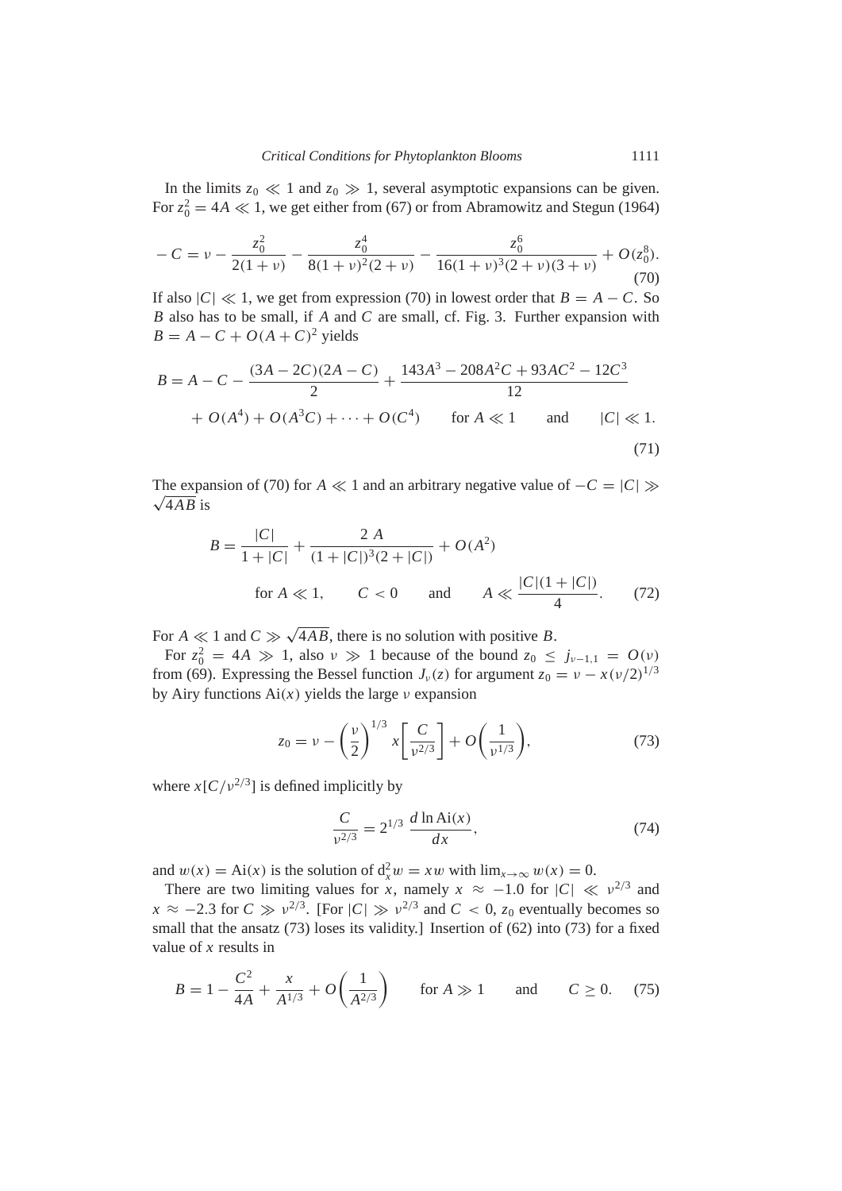In the limits $z_0 \ll 1$ and $z_0 \gg 1$, several asymptotic expansions can be given. For $z_0^2 = 4A \ll 1$, we get either from (67) or from Abramowitz and Stegun (1964)

$$-C = \nu - \frac{z_0^2}{2(1+\nu)} - \frac{z_0^4}{8(1+\nu)^2(2+\nu)} - \frac{z_0^6}{16(1+\nu)^3(2+\nu)(3+\nu)} + O(z_0^8). \tag{70}$$

If also $|C| \ll 1$, we get from expression (70) in lowest order that $B = A - C$. So $B$ also has to be small, if $A$ and $C$ are small, cf. Fig. 3. Further expansion with $B = A - C + O(A + C)^2$ yields

$$B = A - C - \frac{(3A - 2C)(2A - C)}{2} + \frac{143A^3 - 208A^2C + 93AC^2 - 12C^3}{12} + O(A^4) + O(A^3C) + \cdots + O(C^4) \qquad \text{for } A \ll 1 \qquad \text{and} \qquad |C| \ll 1. \tag{71}$$

The expansion of (70) for $A \ll 1$ and an arbitrary negative value of $-C = |C| \gg \sqrt{4AB}$ is

$$B = \frac{|C|}{1+|C|} + \frac{2\,A}{(1+|C|)^3(2+|C|)} + O(A^2)$$
$$\text{for } A \ll 1, \qquad C < 0 \qquad \text{and} \qquad A \ll \frac{|C|(1+|C|)}{4}. \tag{72}$$

For $A \ll 1$ and $C \gg \sqrt{4AB}$, there is no solution with positive $B$.

For $z_0^2 = 4A \gg 1$, also $\nu \gg 1$ because of the bound $z_0 \leq j_{\nu-1,1} = O(\nu)$ from (69). Expressing the Bessel function $J_\nu(z)$ for argument $z_0 = \nu - x(\nu/2)^{1/3}$ by Airy functions $\mathrm{Ai}(x)$ yields the large $\nu$ expansion

$$z_0 = \nu - \left(\frac{\nu}{2}\right)^{1/3} x\left[\frac{C}{\nu^{2/3}}\right] + O\left(\frac{1}{\nu^{1/3}}\right), \tag{73}$$

where $x[C/\nu^{2/3}]$ is defined implicitly by

$$\frac{C}{\nu^{2/3}} = 2^{1/3}\,\frac{d\ln \mathrm{Ai}(x)}{dx}, \tag{74}$$

and $w(x) = \mathrm{Ai}(x)$ is the solution of $\mathrm{d}_x^2 w = xw$ with $\lim_{x\to\infty} w(x) = 0$.

There are two limiting values for $x$, namely $x \approx -1.0$ for $|C| \ll \nu^{2/3}$ and $x \approx -2.3$ for $C \gg \nu^{2/3}$. [For $|C| \gg \nu^{2/3}$ and $C < 0$, $z_0$ eventually becomes so small that the ansatz (73) loses its validity.] Insertion of (62) into (73) for a fixed value of $x$ results in

$$B = 1 - \frac{C^2}{4A} + \frac{x}{A^{1/3}} + O\left(\frac{1}{A^{2/3}}\right) \qquad \text{for } A \gg 1 \qquad \text{and} \qquad C \geq 0. \tag{75}$$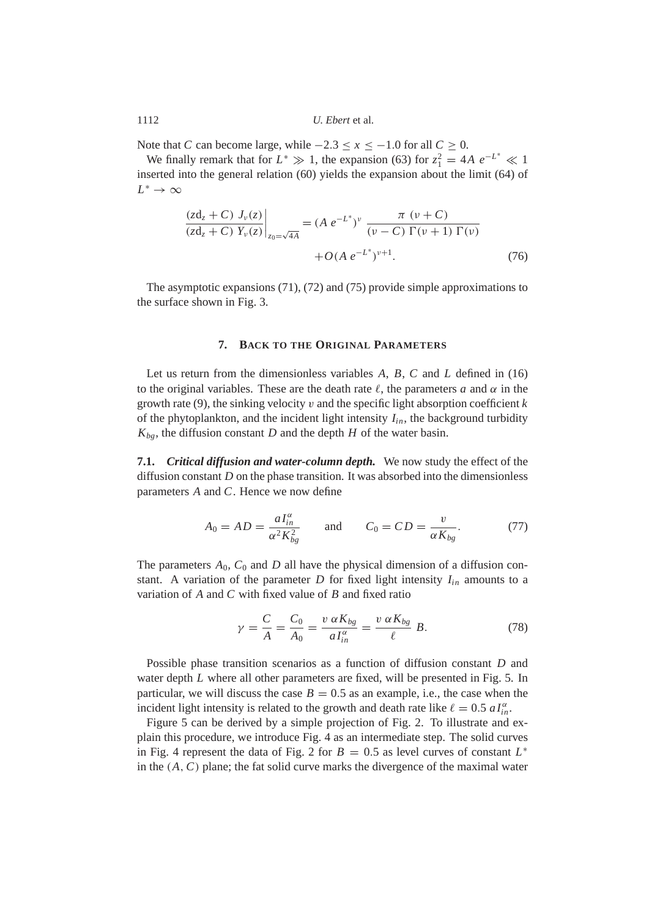Note that $C$ can become large, while $-2.3 \leq x \leq -1.0$ for all $C \geq 0$.

We finally remark that for $L^* \gg 1$, the expansion (63) for $z_1^2 = 4A\ e^{-L^*} \ll 1$ inserted into the general relation (60) yields the expansion about the limit (64) of $L^* \to \infty$

$$\left.\frac{(z\mathrm{d}_z + C)\ J_\nu(z)}{(z\mathrm{d}_z + C)\ Y_\nu(z)}\right|_{z_0=\sqrt{4A}} = (A\ e^{-L^*})^\nu\ \frac{\pi\ (\nu + C)}{(\nu - C)\ \Gamma(\nu+1)\ \Gamma(\nu)} + O(A\ e^{-L^*})^{\nu+1}. \tag{76}$$

The asymptotic expansions (71), (72) and (75) provide simple approximations to the surface shown in Fig. 3.

## 7. Back to the Original Parameters

Let us return from the dimensionless variables $A$, $B$, $C$ and $L$ defined in (16) to the original variables. These are the death rate $\ell$, the parameters $a$ and $\alpha$ in the growth rate (9), the sinking velocity $v$ and the specific light absorption coefficient $k$ of the phytoplankton, and the incident light intensity $I_{in}$, the background turbidity $K_{bg}$, the diffusion constant $D$ and the depth $H$ of the water basin.

**7.1.** ***Critical diffusion and water-column depth.*** We now study the effect of the diffusion constant $D$ on the phase transition. It was absorbed into the dimensionless parameters $A$ and $C$. Hence we now define

$$A_0 = AD = \frac{aI_{in}^\alpha}{\alpha^2 K_{bg}^2} \qquad \text{and} \qquad C_0 = CD = \frac{v}{\alpha K_{bg}}. \tag{77}$$

The parameters $A_0$, $C_0$ and $D$ all have the physical dimension of a diffusion constant. A variation of the parameter $D$ for fixed light intensity $I_{in}$ amounts to a variation of $A$ and $C$ with fixed value of $B$ and fixed ratio

$$\gamma = \frac{C}{A} = \frac{C_0}{A_0} = \frac{v\ \alpha K_{bg}}{aI_{in}^\alpha} = \frac{v\ \alpha K_{bg}}{\ell}\ B. \tag{78}$$

Possible phase transition scenarios as a function of diffusion constant $D$ and water depth $L$ where all other parameters are fixed, will be presented in Fig. 5. In particular, we will discuss the case $B = 0.5$ as an example, i.e., the case when the incident light intensity is related to the growth and death rate like $\ell = 0.5\ aI_{in}^\alpha$.

Figure 5 can be derived by a simple projection of Fig. 2. To illustrate and explain this procedure, we introduce Fig. 4 as an intermediate step. The solid curves in Fig. 4 represent the data of Fig. 2 for $B = 0.5$ as level curves of constant $L^*$ in the $(A, C)$ plane; the fat solid curve marks the divergence of the maximal water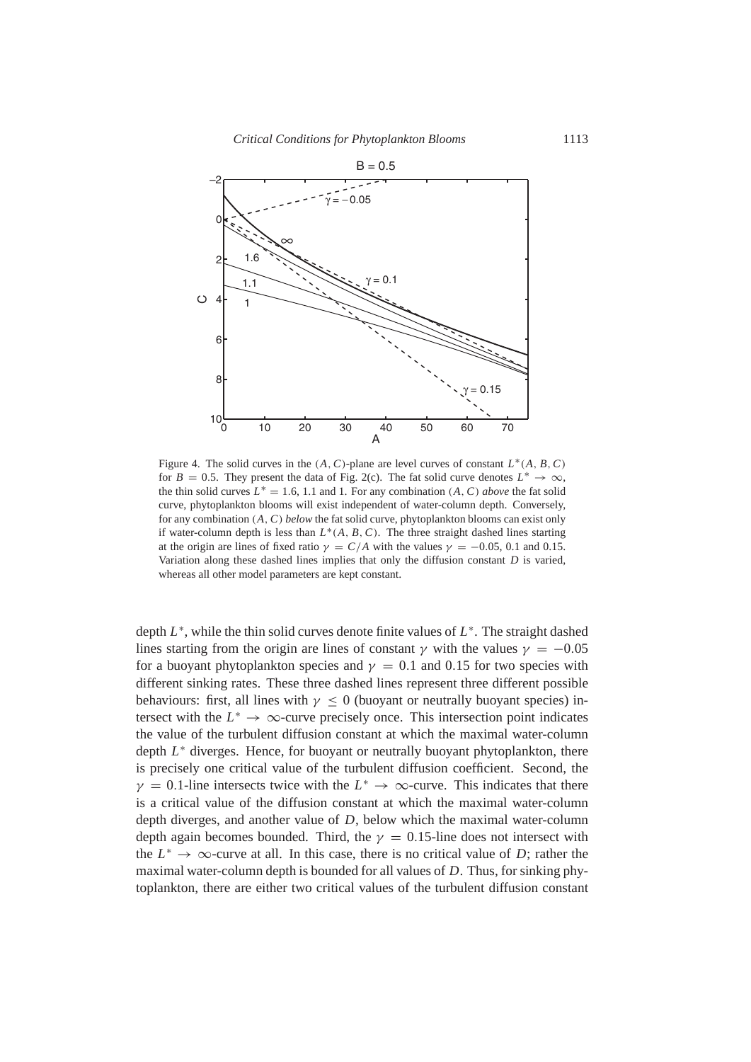Figure 4. The solid curves in the $(A, C)$-plane are level curves of constant $L^*(A, B, C)$ for $B = 0.5$. They present the data of Fig. 2(c). The fat solid curve denotes $L^* \to \infty$, the thin solid curves $L^* = 1.6$, 1.1 and 1. For any combination $(A, C)$ *above* the fat solid curve, phytoplankton blooms will exist independent of water-column depth. Conversely, for any combination $(A, C)$ *below* the fat solid curve, phytoplankton blooms can exist only if water-column depth is less than $L^*(A, B, C)$. The three straight dashed lines starting at the origin are lines of fixed ratio $\gamma = C/A$ with the values $\gamma = -0.05$, 0.1 and 0.15. Variation along these dashed lines implies that only the diffusion constant $D$ is varied, whereas all other model parameters are kept constant.

depth $L^*$, while the thin solid curves denote finite values of $L^*$. The straight dashed lines starting from the origin are lines of constant $\gamma$ with the values $\gamma = -0.05$ for a buoyant phytoplankton species and $\gamma = 0.1$ and 0.15 for two species with different sinking rates. These three dashed lines represent three different possible behaviours: first, all lines with $\gamma \leq 0$ (buoyant or neutrally buoyant species) intersect with the $L^* \to \infty$-curve precisely once. This intersection point indicates the value of the turbulent diffusion constant at which the maximal water-column depth $L^*$ diverges. Hence, for buoyant or neutrally buoyant phytoplankton, there is precisely one critical value of the turbulent diffusion coefficient. Second, the $\gamma = 0.1$-line intersects twice with the $L^* \to \infty$-curve. This indicates that there is a critical value of the diffusion constant at which the maximal water-column depth diverges, and another value of $D$, below which the maximal water-column depth again becomes bounded. Third, the $\gamma = 0.15$-line does not intersect with the $L^* \to \infty$-curve at all. In this case, there is no critical value of $D$; rather the maximal water-column depth is bounded for all values of $D$. Thus, for sinking phytoplankton, there are either two critical values of the turbulent diffusion constant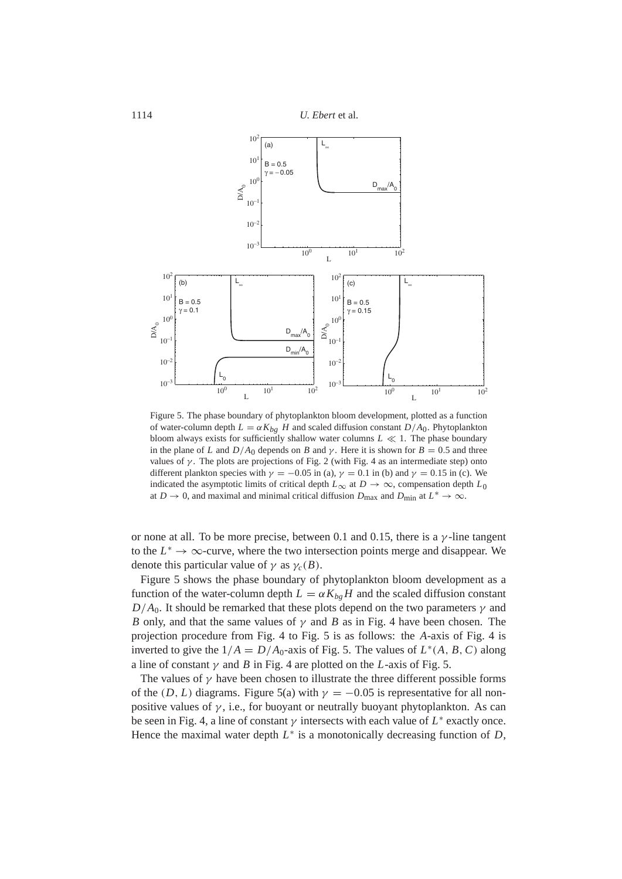Figure 5. The phase boundary of phytoplankton bloom development, plotted as a function of water-column depth $L = \alpha K_{bg} H$ and scaled diffusion constant $D/A_0$. Phytoplankton bloom always exists for sufficiently shallow water columns $L \ll 1$. The phase boundary in the plane of $L$ and $D/A_0$ depends on $B$ and $\gamma$. Here it is shown for $B = 0.5$ and three values of $\gamma$. The plots are projections of Fig. 2 (with Fig. 4 as an intermediate step) onto different plankton species with $\gamma = -0.05$ in (a), $\gamma = 0.1$ in (b) and $\gamma = 0.15$ in (c). We indicated the asymptotic limits of critical depth $L_\infty$ at $D \to \infty$, compensation depth $L_0$ at $D \to 0$, and maximal and minimal critical diffusion $D_{\max}$ and $D_{\min}$ at $L^* \to \infty$.

or none at all. To be more precise, between 0.1 and 0.15, there is a $\gamma$-line tangent to the $L^* \to \infty$-curve, where the two intersection points merge and disappear. We denote this particular value of $\gamma$ as $\gamma_c(B)$.

Figure 5 shows the phase boundary of phytoplankton bloom development as a function of the water-column depth $L = \alpha K_{bg} H$ and the scaled diffusion constant $D/A_0$. It should be remarked that these plots depend on the two parameters $\gamma$ and $B$ only, and that the same values of $\gamma$ and $B$ as in Fig. 4 have been chosen. The projection procedure from Fig. 4 to Fig. 5 is as follows: the $A$-axis of Fig. 4 is inverted to give the $1/A = D/A_0$-axis of Fig. 5. The values of $L^*(A, B, C)$ along a line of constant $\gamma$ and $B$ in Fig. 4 are plotted on the $L$-axis of Fig. 5.

The values of $\gamma$ have been chosen to illustrate the three different possible forms of the $(D, L)$ diagrams. Figure 5(a) with $\gamma = -0.05$ is representative for all non-positive values of $\gamma$, i.e., for buoyant or neutrally buoyant phytoplankton. As can be seen in Fig. 4, a line of constant $\gamma$ intersects with each value of $L^*$ exactly once. Hence the maximal water depth $L^*$ is a monotonically decreasing function of $D$,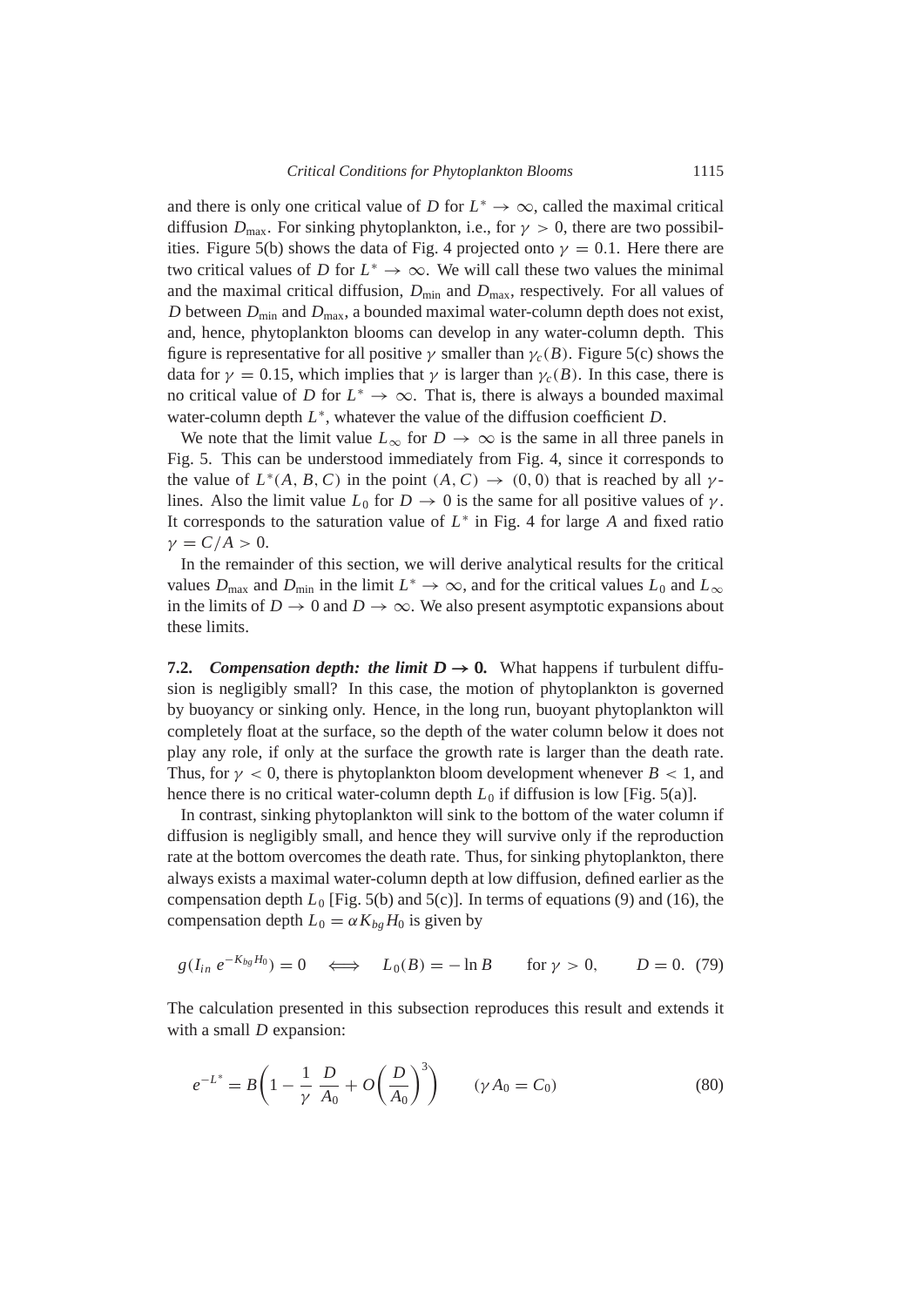and there is only one critical value of $D$ for $L^* \to \infty$, called the maximal critical diffusion $D_{\max}$. For sinking phytoplankton, i.e., for $\gamma > 0$, there are two possibilities. Figure 5(b) shows the data of Fig. 4 projected onto $\gamma = 0.1$. Here there are two critical values of $D$ for $L^* \to \infty$. We will call these two values the minimal and the maximal critical diffusion, $D_{\min}$ and $D_{\max}$, respectively. For all values of $D$ between $D_{\min}$ and $D_{\max}$, a bounded maximal water-column depth does not exist, and, hence, phytoplankton blooms can develop in any water-column depth. This figure is representative for all positive $\gamma$ smaller than $\gamma_c(B)$. Figure 5(c) shows the data for $\gamma = 0.15$, which implies that $\gamma$ is larger than $\gamma_c(B)$. In this case, there is no critical value of $D$ for $L^* \to \infty$. That is, there is always a bounded maximal water-column depth $L^*$, whatever the value of the diffusion coefficient $D$.

We note that the limit value $L_\infty$ for $D \to \infty$ is the same in all three panels in Fig. 5. This can be understood immediately from Fig. 4, since it corresponds to the value of $L^*(A, B, C)$ in the point $(A, C) \to (0, 0)$ that is reached by all $\gamma$-lines. Also the limit value $L_0$ for $D \to 0$ is the same for all positive values of $\gamma$. It corresponds to the saturation value of $L^*$ in Fig. 4 for large $A$ and fixed ratio $\gamma = C/A > 0$.

In the remainder of this section, we will derive analytical results for the critical values $D_{\max}$ and $D_{\min}$ in the limit $L^* \to \infty$, and for the critical values $L_0$ and $L_\infty$ in the limits of $D \to 0$ and $D \to \infty$. We also present asymptotic expansions about these limits.

**7.2. *Compensation depth: the limit $D \to 0$.*** What happens if turbulent diffusion is negligibly small? In this case, the motion of phytoplankton is governed by buoyancy or sinking only. Hence, in the long run, buoyant phytoplankton will completely float at the surface, so the depth of the water column below it does not play any role, if only at the surface the growth rate is larger than the death rate. Thus, for $\gamma < 0$, there is phytoplankton bloom development whenever $B < 1$, and hence there is no critical water-column depth $L_0$ if diffusion is low [Fig. 5(a)].

In contrast, sinking phytoplankton will sink to the bottom of the water column if diffusion is negligibly small, and hence they will survive only if the reproduction rate at the bottom overcomes the death rate. Thus, for sinking phytoplankton, there always exists a maximal water-column depth at low diffusion, defined earlier as the compensation depth $L_0$ [Fig. 5(b) and 5(c)]. In terms of equations (9) and (16), the compensation depth $L_0 = \alpha K_{bg} H_0$ is given by

$$g(I_{in}\, e^{-K_{bg} H_0}) = 0 \quad \Longleftrightarrow \quad L_0(B) = -\ln B \qquad \text{for } \gamma > 0, \qquad D = 0. \quad (79)$$

The calculation presented in this subsection reproduces this result and extends it with a small $D$ expansion:

$$e^{-L^*} = B\left(1 - \frac{1}{\gamma}\,\frac{D}{A_0} + O\left(\frac{D}{A_0}\right)^3\right) \qquad (\gamma A_0 = C_0) \quad (80)$$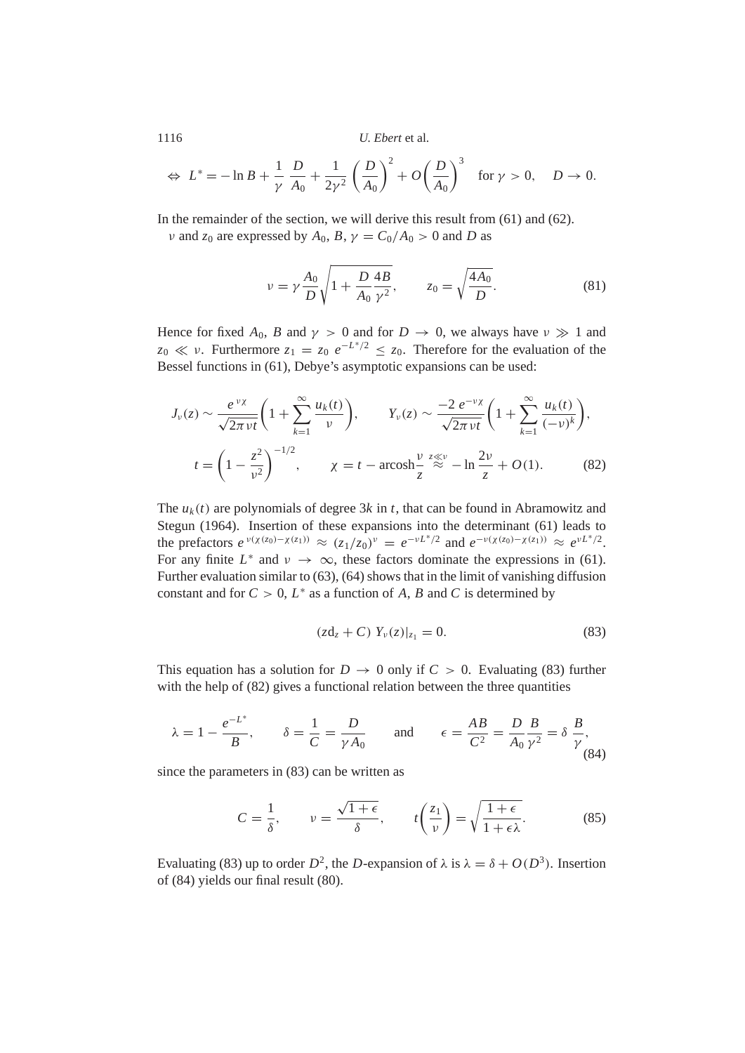$$\Leftrightarrow \; L^* = -\ln B + \frac{1}{\gamma}\;\frac{D}{A_0} + \frac{1}{2\gamma^2}\left(\frac{D}{A_0}\right)^2 + O\left(\frac{D}{A_0}\right)^3 \quad \text{for } \gamma > 0, \quad D \to 0.$$

In the remainder of the section, we will derive this result from (61) and (62).

$\nu$ and $z_0$ are expressed by $A_0$, $B$, $\gamma = C_0/A_0 > 0$ and $D$ as

$$\nu = \gamma \frac{A_0}{D}\sqrt{1 + \frac{D}{A_0}\frac{4B}{\gamma^2}}, \qquad z_0 = \sqrt{\frac{4A_0}{D}}. \tag{81}$$

Hence for fixed $A_0$, $B$ and $\gamma > 0$ and for $D \to 0$, we always have $\nu \gg 1$ and $z_0 \ll \nu$. Furthermore $z_1 = z_0\, e^{-L^*/2} \le z_0$. Therefore for the evaluation of the Bessel functions in (61), Debye's asymptotic expansions can be used:

$$J_\nu(z) \sim \frac{e^{\nu\chi}}{\sqrt{2\pi\nu t}}\left(1 + \sum_{k=1}^{\infty}\frac{u_k(t)}{\nu}\right), \qquad Y_\nu(z) \sim \frac{-2\,e^{-\nu\chi}}{\sqrt{2\pi\nu t}}\left(1 + \sum_{k=1}^{\infty}\frac{u_k(t)}{(-\nu)^k}\right),$$

$$t = \left(1 - \frac{z^2}{\nu^2}\right)^{-1/2}, \qquad \chi = t - \operatorname{arcosh}\frac{\nu}{z} \overset{z\ll\nu}{\approx} -\ln\frac{2\nu}{z} + O(1). \tag{82}$$

The $u_k(t)$ are polynomials of degree $3k$ in $t$, that can be found in Abramowitz and Stegun (1964). Insertion of these expansions into the determinant (61) leads to the prefactors $e^{\nu(\chi(z_0)-\chi(z_1))} \approx (z_1/z_0)^\nu = e^{-\nu L^*/2}$ and $e^{-\nu(\chi(z_0)-\chi(z_1))} \approx e^{\nu L^*/2}$. For any finite $L^*$ and $\nu \to \infty$, these factors dominate the expressions in (61). Further evaluation similar to (63), (64) shows that in the limit of vanishing diffusion constant and for $C > 0$, $L^*$ as a function of $A$, $B$ and $C$ is determined by

$$(z\mathrm{d}_z + C)\; Y_\nu(z)|_{z_1} = 0. \tag{83}$$

This equation has a solution for $D \to 0$ only if $C > 0$. Evaluating (83) further with the help of (82) gives a functional relation between the three quantities

$$\lambda = 1 - \frac{e^{-L^*}}{B}, \qquad \delta = \frac{1}{C} = \frac{D}{\gamma A_0} \qquad \text{and} \qquad \epsilon = \frac{AB}{C^2} = \frac{D}{A_0}\frac{B}{\gamma^2} = \delta\,\frac{B}{\gamma}, \tag{84}$$

since the parameters in (83) can be written as

$$C = \frac{1}{\delta}, \qquad \nu = \frac{\sqrt{1+\epsilon}}{\delta}, \qquad t\left(\frac{z_1}{\nu}\right) = \sqrt{\frac{1+\epsilon}{1+\epsilon\lambda}}. \tag{85}$$

Evaluating (83) up to order $D^2$, the $D$-expansion of $\lambda$ is $\lambda = \delta + O(D^3)$. Insertion of (84) yields our final result (80).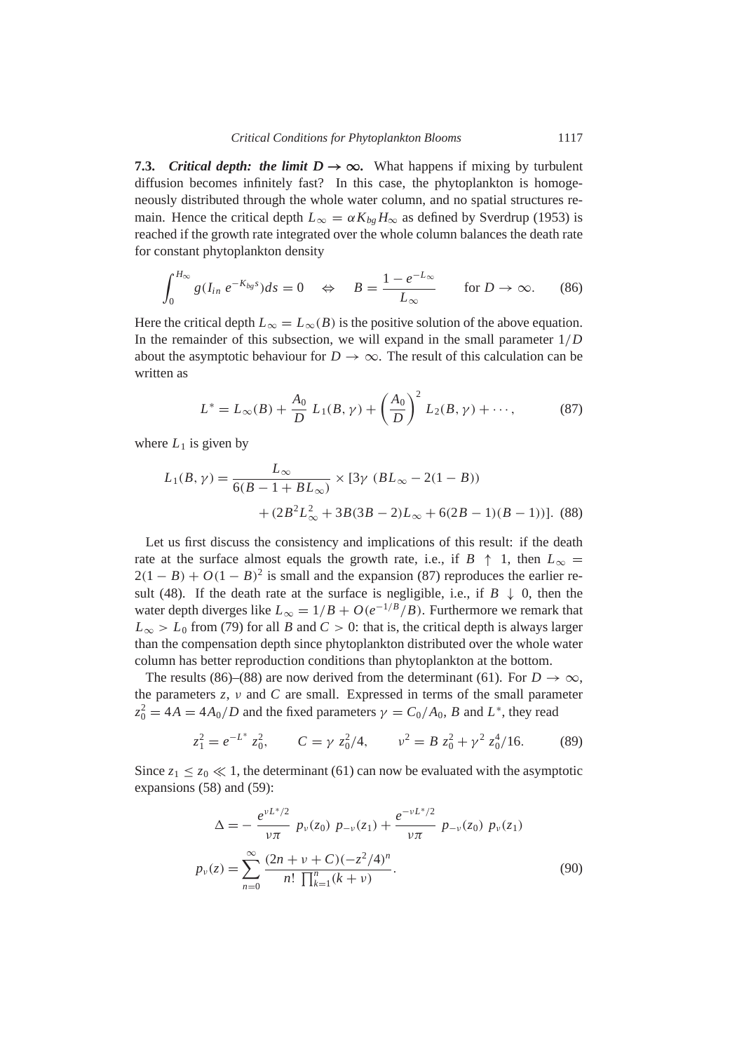### 7.3. *Critical depth: the limit $D \to \infty$.*

What happens if mixing by turbulent diffusion becomes infinitely fast? In this case, the phytoplankton is homogeneously distributed through the whole water column, and no spatial structures remain. Hence the critical depth $L_\infty = \alpha K_{bg} H_\infty$ as defined by Sverdrup (1953) is reached if the growth rate integrated over the whole column balances the death rate for constant phytoplankton density

$$\int_0^{H_\infty} g(I_{in}\, e^{-K_{bg}s})ds = 0 \quad \Leftrightarrow \quad B = \frac{1 - e^{-L_\infty}}{L_\infty} \qquad \text{for } D \to \infty. \tag{86}$$

Here the critical depth $L_\infty = L_\infty(B)$ is the positive solution of the above equation. In the remainder of this subsection, we will expand in the small parameter $1/D$ about the asymptotic behaviour for $D \to \infty$. The result of this calculation can be written as

$$L^* = L_\infty(B) + \frac{A_0}{D}\, L_1(B, \gamma) + \left(\frac{A_0}{D}\right)^2 L_2(B, \gamma) + \cdots, \tag{87}$$

where $L_1$ is given by

$$\begin{aligned} L_1(B, \gamma) = \frac{L_\infty}{6(B - 1 + BL_\infty)} \times [&3\gamma\, (BL_\infty - 2(1 - B)) \\ &+ (2B^2 L_\infty^2 + 3B(3B - 2)L_\infty + 6(2B - 1)(B - 1))]. \end{aligned} \tag{88}$$

Let us first discuss the consistency and implications of this result: if the death rate at the surface almost equals the growth rate, i.e., if $B \uparrow 1$, then $L_\infty = 2(1 - B) + O(1 - B)^2$ is small and the expansion (87) reproduces the earlier result (48). If the death rate at the surface is negligible, i.e., if $B \downarrow 0$, then the water depth diverges like $L_\infty = 1/B + O(e^{-1/B}/B)$. Furthermore we remark that $L_\infty > L_0$ from (79) for all $B$ and $C > 0$: that is, the critical depth is always larger than the compensation depth since phytoplankton distributed over the whole water column has better reproduction conditions than phytoplankton at the bottom.

The results (86)–(88) are now derived from the determinant (61). For $D \to \infty$, the parameters $z$, $\nu$ and $C$ are small. Expressed in terms of the small parameter $z_0^2 = 4A = 4A_0/D$ and the fixed parameters $\gamma = C_0/A_0$, $B$ and $L^*$, they read

$$z_1^2 = e^{-L^*}\, z_0^2, \qquad C = \gamma\, z_0^2/4, \qquad \nu^2 = B\, z_0^2 + \gamma^2\, z_0^4/16. \tag{89}$$

Since $z_1 \leq z_0 \ll 1$, the determinant (61) can now be evaluated with the asymptotic expansions (58) and (59):

$$\begin{aligned} \Delta &= -\frac{e^{\nu L^*/2}}{\nu\pi}\, p_\nu(z_0)\, p_{-\nu}(z_1) + \frac{e^{-\nu L^*/2}}{\nu\pi}\, p_{-\nu}(z_0)\, p_\nu(z_1) \\ p_\nu(z) &= \sum_{n=0}^{\infty} \frac{(2n + \nu + C)(-z^2/4)^n}{n!\, \prod_{k=1}^{n}(k + \nu)}. \end{aligned} \tag{90}$$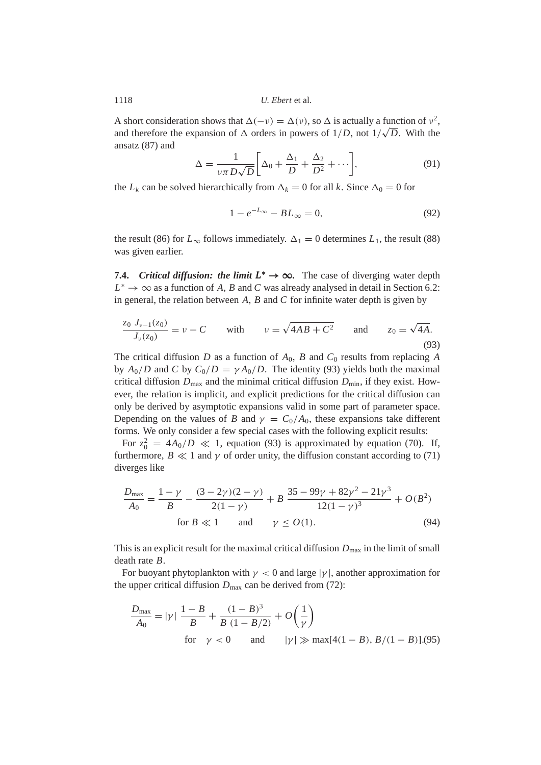A short consideration shows that $\Delta(-\nu) = \Delta(\nu)$, so $\Delta$ is actually a function of $\nu^2$, and therefore the expansion of $\Delta$ orders in powers of $1/D$, not $1/\sqrt{D}$. With the ansatz (87) and

$$\Delta = \frac{1}{\nu\pi D\sqrt{D}}\left[\Delta_0 + \frac{\Delta_1}{D} + \frac{\Delta_2}{D^2} + \cdots\right], \tag{91}$$

the $L_k$ can be solved hierarchically from $\Delta_k = 0$ for all $k$. Since $\Delta_0 = 0$ for

$$1 - e^{-L_\infty} - BL_\infty = 0, \tag{92}$$

the result (86) for $L_\infty$ follows immediately. $\Delta_1 = 0$ determines $L_1$, the result (88) was given earlier.

**7.4.** ***Critical diffusion: the limit $L^* \to \infty$.*** The case of diverging water depth $L^* \to \infty$ as a function of $A$, $B$ and $C$ was already analysed in detail in Section 6.2: in general, the relation between $A$, $B$ and $C$ for infinite water depth is given by

$$\frac{z_0\ J_{\nu-1}(z_0)}{J_\nu(z_0)} = \nu - C \qquad \text{with} \qquad \nu = \sqrt{4AB + C^2} \qquad \text{and} \qquad z_0 = \sqrt{4A}. \tag{93}$$

The critical diffusion $D$ as a function of $A_0$, $B$ and $C_0$ results from replacing $A$ by $A_0/D$ and $C$ by $C_0/D = \gamma A_0/D$. The identity (93) yields both the maximal critical diffusion $D_{\max}$ and the minimal critical diffusion $D_{\min}$, if they exist. However, the relation is implicit, and explicit predictions for the critical diffusion can only be derived by asymptotic expansions valid in some part of parameter space. Depending on the values of $B$ and $\gamma = C_0/A_0$, these expansions take different forms. We only consider a few special cases with the following explicit results:

For $z_0^2 = 4A_0/D \ll 1$, equation (93) is approximated by equation (70). If, furthermore, $B \ll 1$ and $\gamma$ of order unity, the diffusion constant according to (71) diverges like

$$\frac{D_{\max}}{A_0} = \frac{1-\gamma}{B} - \frac{(3-2\gamma)(2-\gamma)}{2(1-\gamma)} + B\ \frac{35 - 99\gamma + 82\gamma^2 - 21\gamma^3}{12(1-\gamma)^3} + O(B^2)$$
$$\text{for } B \ll 1 \qquad \text{and} \qquad \gamma \le O(1). \tag{94}$$

This is an explicit result for the maximal critical diffusion $D_{\max}$ in the limit of small death rate $B$.

For buoyant phytoplankton with $\gamma < 0$ and large $|\gamma|$, another approximation for the upper critical diffusion $D_{\max}$ can be derived from (72):

$$\frac{D_{\max}}{A_0} = |\gamma|\ \frac{1-B}{B} + \frac{(1-B)^3}{B\ (1-B/2)} + O\left(\frac{1}{\gamma}\right)$$
$$\text{for} \quad \gamma < 0 \qquad \text{and} \qquad |\gamma| \gg \max[4(1-B),\, B/(1-B)]. \tag{95}$$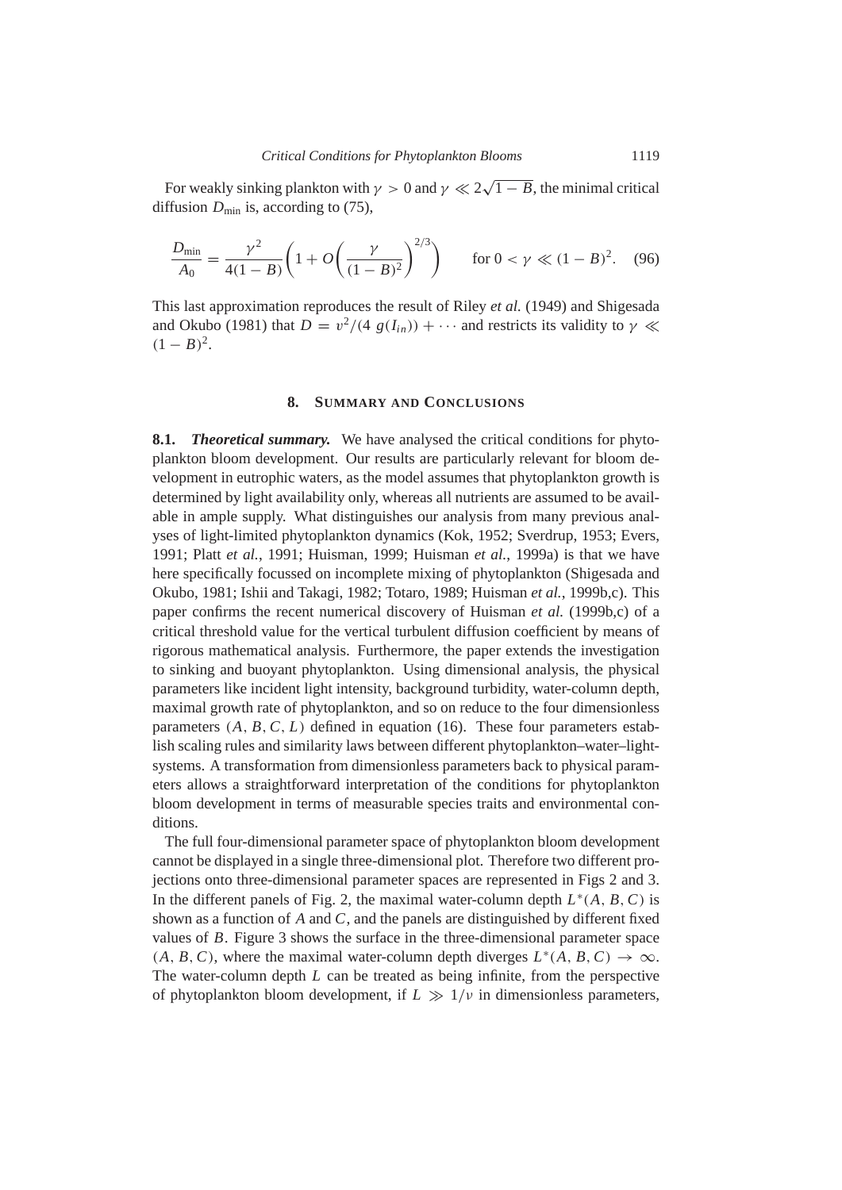For weakly sinking plankton with $\gamma > 0$ and $\gamma \ll 2\sqrt{1-B}$, the minimal critical diffusion $D_{\min}$ is, according to (75),

$$\frac{D_{\min}}{A_0} = \frac{\gamma^2}{4(1-B)}\left(1 + O\left(\frac{\gamma}{(1-B)^2}\right)^{2/3}\right) \qquad \text{for } 0 < \gamma \ll (1-B)^2. \quad (96)$$

This last approximation reproduces the result of Riley *et al.* (1949) and Shigesada and Okubo (1981) that $D = v^2/(4\ g(I_{in})) + \cdots$ and restricts its validity to $\gamma \ll (1-B)^2$.

## 8. Summary and Conclusions

**8.1. *Theoretical summary.*** We have analysed the critical conditions for phytoplankton bloom development. Our results are particularly relevant for bloom development in eutrophic waters, as the model assumes that phytoplankton growth is determined by light availability only, whereas all nutrients are assumed to be available in ample supply. What distinguishes our analysis from many previous analyses of light-limited phytoplankton dynamics (Kok, 1952; Sverdrup, 1953; Evers, 1991; Platt *et al.*, 1991; Huisman, 1999; Huisman *et al.*, 1999a) is that we have here specifically focussed on incomplete mixing of phytoplankton (Shigesada and Okubo, 1981; Ishii and Takagi, 1982; Totaro, 1989; Huisman *et al.*, 1999b,c). This paper confirms the recent numerical discovery of Huisman *et al.* (1999b,c) of a critical threshold value for the vertical turbulent diffusion coefficient by means of rigorous mathematical analysis. Furthermore, the paper extends the investigation to sinking and buoyant phytoplankton. Using dimensional analysis, the physical parameters like incident light intensity, background turbidity, water-column depth, maximal growth rate of phytoplankton, and so on reduce to the four dimensionless parameters $(A, B, C, L)$ defined in equation (16). These four parameters establish scaling rules and similarity laws between different phytoplankton–water–light-systems. A transformation from dimensionless parameters back to physical parameters allows a straightforward interpretation of the conditions for phytoplankton bloom development in terms of measurable species traits and environmental conditions.

The full four-dimensional parameter space of phytoplankton bloom development cannot be displayed in a single three-dimensional plot. Therefore two different projections onto three-dimensional parameter spaces are represented in Figs 2 and 3. In the different panels of Fig. 2, the maximal water-column depth $L^*(A, B, C)$ is shown as a function of $A$ and $C$, and the panels are distinguished by different fixed values of $B$. Figure 3 shows the surface in the three-dimensional parameter space $(A, B, C)$, where the maximal water-column depth diverges $L^*(A, B, C) \to \infty$. The water-column depth $L$ can be treated as being infinite, from the perspective of phytoplankton bloom development, if $L \gg 1/\nu$ in dimensionless parameters,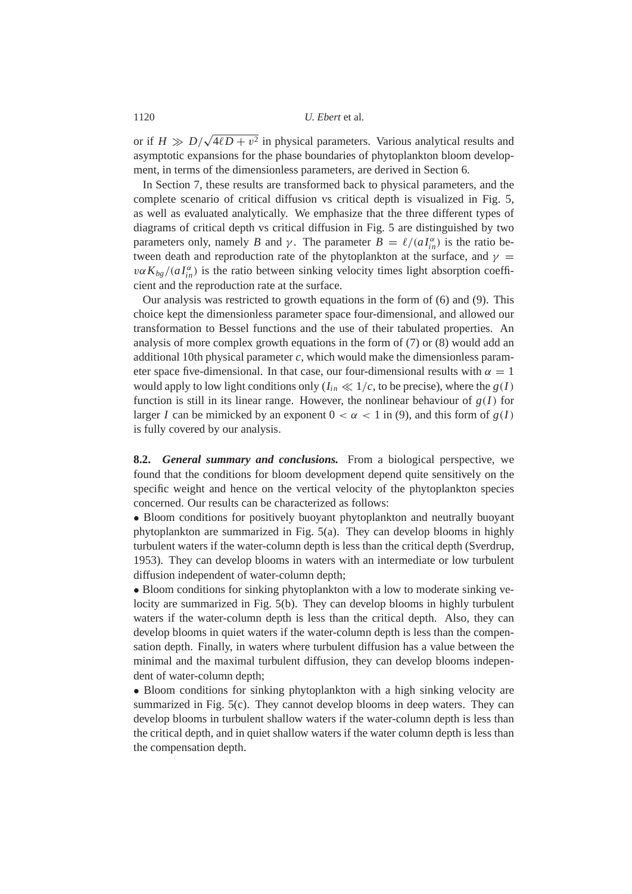or if $H \gg D/\sqrt{4\ell D + v^2}$ in physical parameters. Various analytical results and asymptotic expansions for the phase boundaries of phytoplankton bloom development, in terms of the dimensionless parameters, are derived in Section 6.

In Section 7, these results are transformed back to physical parameters, and the complete scenario of critical diffusion vs critical depth is visualized in Fig. 5, as well as evaluated analytically. We emphasize that the three different types of diagrams of critical depth vs critical diffusion in Fig. 5 are distinguished by two parameters only, namely $B$ and $\gamma$. The parameter $B = \ell/(aI_{in}^{\alpha})$ is the ratio between death and reproduction rate of the phytoplankton at the surface, and $\gamma = v\alpha K_{bg}/(aI_{in}^{\alpha})$ is the ratio between sinking velocity times light absorption coefficient and the reproduction rate at the surface.

Our analysis was restricted to growth equations in the form of (6) and (9). This choice kept the dimensionless parameter space four-dimensional, and allowed our transformation to Bessel functions and the use of their tabulated properties. An analysis of more complex growth equations in the form of (7) or (8) would add an additional 10th physical parameter $c$, which would make the dimensionless parameter space five-dimensional. In that case, our four-dimensional results with $\alpha = 1$ would apply to low light conditions only ($I_{in} \ll 1/c$, to be precise), where the $g(I)$ function is still in its linear range. However, the nonlinear behaviour of $g(I)$ for larger $I$ can be mimicked by an exponent $0 < \alpha < 1$ in (9), and this form of $g(I)$ is fully covered by our analysis.

**8.2.** ***General summary and conclusions.*** From a biological perspective, we found that the conditions for bloom development depend quite sensitively on the specific weight and hence on the vertical velocity of the phytoplankton species concerned. Our results can be characterized as follows:

- Bloom conditions for positively buoyant phytoplankton and neutrally buoyant phytoplankton are summarized in Fig. 5(a). They can develop blooms in highly turbulent waters if the water-column depth is less than the critical depth (Sverdrup, 1953). They can develop blooms in waters with an intermediate or low turbulent diffusion independent of water-column depth;
- Bloom conditions for sinking phytoplankton with a low to moderate sinking velocity are summarized in Fig. 5(b). They can develop blooms in highly turbulent waters if the water-column depth is less than the critical depth. Also, they can develop blooms in quiet waters if the water-column depth is less than the compensation depth. Finally, in waters where turbulent diffusion has a value between the minimal and the maximal turbulent diffusion, they can develop blooms independent of water-column depth;
- Bloom conditions for sinking phytoplankton with a high sinking velocity are summarized in Fig. 5(c). They cannot develop blooms in deep waters. They can develop blooms in turbulent shallow waters if the water-column depth is less than the critical depth, and in quiet shallow waters if the water column depth is less than the compensation depth.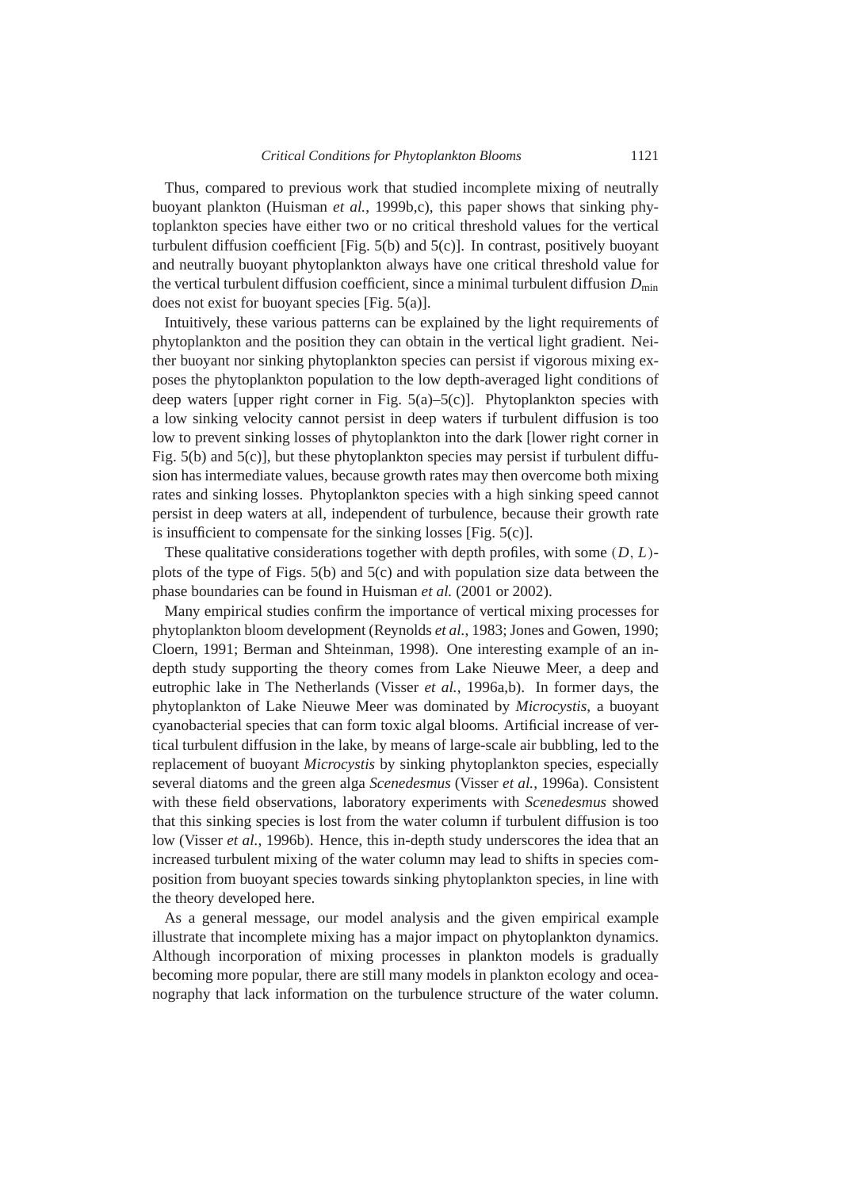Thus, compared to previous work that studied incomplete mixing of neutrally buoyant plankton (Huisman *et al.*, 1999b,c), this paper shows that sinking phytoplankton species have either two or no critical threshold values for the vertical turbulent diffusion coefficient [Fig. 5(b) and 5(c)]. In contrast, positively buoyant and neutrally buoyant phytoplankton always have one critical threshold value for the vertical turbulent diffusion coefficient, since a minimal turbulent diffusion $D_{\min}$ does not exist for buoyant species [Fig. 5(a)].

Intuitively, these various patterns can be explained by the light requirements of phytoplankton and the position they can obtain in the vertical light gradient. Neither buoyant nor sinking phytoplankton species can persist if vigorous mixing exposes the phytoplankton population to the low depth-averaged light conditions of deep waters [upper right corner in Fig. 5(a)–5(c)]. Phytoplankton species with a low sinking velocity cannot persist in deep waters if turbulent diffusion is too low to prevent sinking losses of phytoplankton into the dark [lower right corner in Fig. 5(b) and 5(c)], but these phytoplankton species may persist if turbulent diffusion has intermediate values, because growth rates may then overcome both mixing rates and sinking losses. Phytoplankton species with a high sinking speed cannot persist in deep waters at all, independent of turbulence, because their growth rate is insufficient to compensate for the sinking losses [Fig. 5(c)].

These qualitative considerations together with depth profiles, with some $(D, L)$-plots of the type of Figs. 5(b) and 5(c) and with population size data between the phase boundaries can be found in Huisman *et al.* (2001 or 2002).

Many empirical studies confirm the importance of vertical mixing processes for phytoplankton bloom development (Reynolds *et al.*, 1983; Jones and Gowen, 1990; Cloern, 1991; Berman and Shteinman, 1998). One interesting example of an in-depth study supporting the theory comes from Lake Nieuwe Meer, a deep and eutrophic lake in The Netherlands (Visser *et al.*, 1996a,b). In former days, the phytoplankton of Lake Nieuwe Meer was dominated by *Microcystis*, a buoyant cyanobacterial species that can form toxic algal blooms. Artificial increase of vertical turbulent diffusion in the lake, by means of large-scale air bubbling, led to the replacement of buoyant *Microcystis* by sinking phytoplankton species, especially several diatoms and the green alga *Scenedesmus* (Visser *et al.*, 1996a). Consistent with these field observations, laboratory experiments with *Scenedesmus* showed that this sinking species is lost from the water column if turbulent diffusion is too low (Visser *et al.*, 1996b). Hence, this in-depth study underscores the idea that an increased turbulent mixing of the water column may lead to shifts in species composition from buoyant species towards sinking phytoplankton species, in line with the theory developed here.

As a general message, our model analysis and the given empirical example illustrate that incomplete mixing has a major impact on phytoplankton dynamics. Although incorporation of mixing processes in plankton models is gradually becoming more popular, there are still many models in plankton ecology and oceanography that lack information on the turbulence structure of the water column.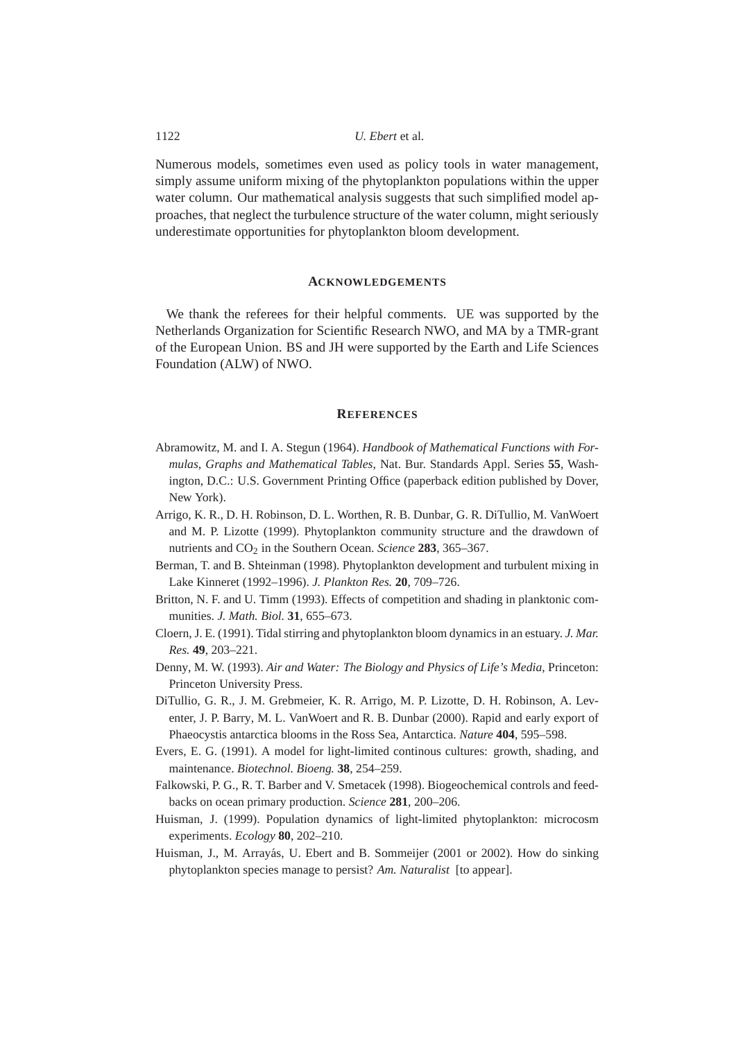Numerous models, sometimes even used as policy tools in water management, simply assume uniform mixing of the phytoplankton populations within the upper water column. Our mathematical analysis suggests that such simplified model approaches, that neglect the turbulence structure of the water column, might seriously underestimate opportunities for phytoplankton bloom development.

## ACKNOWLEDGEMENTS

We thank the referees for their helpful comments. UE was supported by the Netherlands Organization for Scientific Research NWO, and MA by a TMR-grant of the European Union. BS and JH were supported by the Earth and Life Sciences Foundation (ALW) of NWO.

## REFERENCES

Abramowitz, M. and I. A. Stegun (1964). *Handbook of Mathematical Functions with Formulas, Graphs and Mathematical Tables*, Nat. Bur. Standards Appl. Series **55**, Washington, D.C.: U.S. Government Printing Office (paperback edition published by Dover, New York).

Arrigo, K. R., D. H. Robinson, D. L. Worthen, R. B. Dunbar, G. R. DiTullio, M. VanWoert and M. P. Lizotte (1999). Phytoplankton community structure and the drawdown of nutrients and $CO_2$ in the Southern Ocean. *Science* **283**, 365–367.

Berman, T. and B. Shteinman (1998). Phytoplankton development and turbulent mixing in Lake Kinneret (1992–1996). *J. Plankton Res.* **20**, 709–726.

Britton, N. F. and U. Timm (1993). Effects of competition and shading in planktonic communities. *J. Math. Biol.* **31**, 655–673.

Cloern, J. E. (1991). Tidal stirring and phytoplankton bloom dynamics in an estuary. *J. Mar. Res.* **49**, 203–221.

Denny, M. W. (1993). *Air and Water: The Biology and Physics of Life's Media*, Princeton: Princeton University Press.

DiTullio, G. R., J. M. Grebmeier, K. R. Arrigo, M. P. Lizotte, D. H. Robinson, A. Leventer, J. P. Barry, M. L. VanWoert and R. B. Dunbar (2000). Rapid and early export of Phaeocystis antarctica blooms in the Ross Sea, Antarctica. *Nature* **404**, 595–598.

Evers, E. G. (1991). A model for light-limited continous cultures: growth, shading, and maintenance. *Biotechnol. Bioeng.* **38**, 254–259.

Falkowski, P. G., R. T. Barber and V. Smetacek (1998). Biogeochemical controls and feedbacks on ocean primary production. *Science* **281**, 200–206.

Huisman, J. (1999). Population dynamics of light-limited phytoplankton: microcosm experiments. *Ecology* **80**, 202–210.

Huisman, J., M. Arrayás, U. Ebert and B. Sommeijer (2001 or 2002). How do sinking phytoplankton species manage to persist? *Am. Naturalist* [to appear].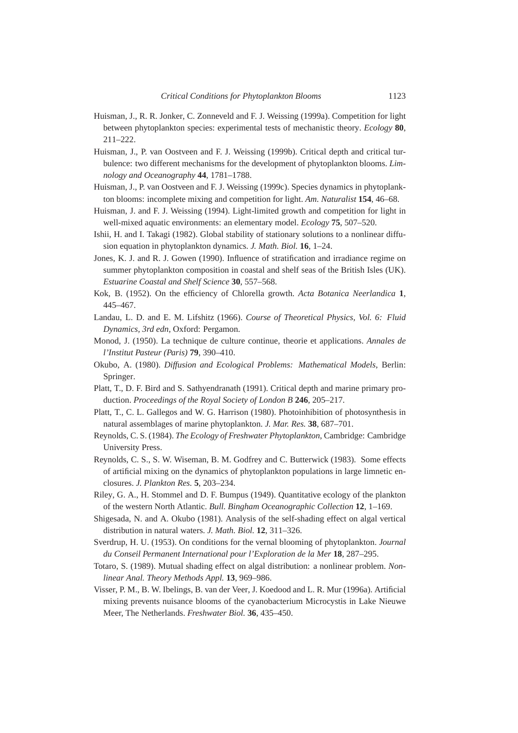Huisman, J., R. R. Jonker, C. Zonneveld and F. J. Weissing (1999a). Competition for light between phytoplankton species: experimental tests of mechanistic theory. *Ecology* **80**, 211–222.

Huisman, J., P. van Oostveen and F. J. Weissing (1999b). Critical depth and critical turbulence: two different mechanisms for the development of phytoplankton blooms. *Limnology and Oceanography* **44**, 1781–1788.

Huisman, J., P. van Oostveen and F. J. Weissing (1999c). Species dynamics in phytoplankton blooms: incomplete mixing and competition for light. *Am. Naturalist* **154**, 46–68.

Huisman, J. and F. J. Weissing (1994). Light-limited growth and competition for light in well-mixed aquatic environments: an elementary model. *Ecology* **75**, 507–520.

Ishii, H. and I. Takagi (1982). Global stability of stationary solutions to a nonlinear diffusion equation in phytoplankton dynamics. *J. Math. Biol.* **16**, 1–24.

Jones, K. J. and R. J. Gowen (1990). Influence of stratification and irradiance regime on summer phytoplankton composition in coastal and shelf seas of the British Isles (UK). *Estuarine Coastal and Shelf Science* **30**, 557–568.

Kok, B. (1952). On the efficiency of Chlorella growth. *Acta Botanica Neerlandica* **1**, 445–467.

Landau, L. D. and E. M. Lifshitz (1966). *Course of Theoretical Physics, Vol. 6: Fluid Dynamics, 3rd edn*, Oxford: Pergamon.

Monod, J. (1950). La technique de culture continue, theorie et applications. *Annales de l'Institut Pasteur (Paris)* **79**, 390–410.

Okubo, A. (1980). *Diffusion and Ecological Problems: Mathematical Models*, Berlin: Springer.

Platt, T., D. F. Bird and S. Sathyendranath (1991). Critical depth and marine primary production. *Proceedings of the Royal Society of London B* **246**, 205–217.

Platt, T., C. L. Gallegos and W. G. Harrison (1980). Photoinhibition of photosynthesis in natural assemblages of marine phytoplankton. *J. Mar. Res.* **38**, 687–701.

Reynolds, C. S. (1984). *The Ecology of Freshwater Phytoplankton*, Cambridge: Cambridge University Press.

Reynolds, C. S., S. W. Wiseman, B. M. Godfrey and C. Butterwick (1983). Some effects of artificial mixing on the dynamics of phytoplankton populations in large limnetic enclosures. *J. Plankton Res.* **5**, 203–234.

Riley, G. A., H. Stommel and D. F. Bumpus (1949). Quantitative ecology of the plankton of the western North Atlantic. *Bull. Bingham Oceanographic Collection* **12**, 1–169.

Shigesada, N. and A. Okubo (1981). Analysis of the self-shading effect on algal vertical distribution in natural waters. *J. Math. Biol.* **12**, 311–326.

Sverdrup, H. U. (1953). On conditions for the vernal blooming of phytoplankton. *Journal du Conseil Permanent International pour l'Exploration de la Mer* **18**, 287–295.

Totaro, S. (1989). Mutual shading effect on algal distribution: a nonlinear problem. *Nonlinear Anal. Theory Methods Appl.* **13**, 969–986.

Visser, P. M., B. W. Ibelings, B. van der Veer, J. Koedood and L. R. Mur (1996a). Artificial mixing prevents nuisance blooms of the cyanobacterium Microcystis in Lake Nieuwe Meer, The Netherlands. *Freshwater Biol.* **36**, 435–450.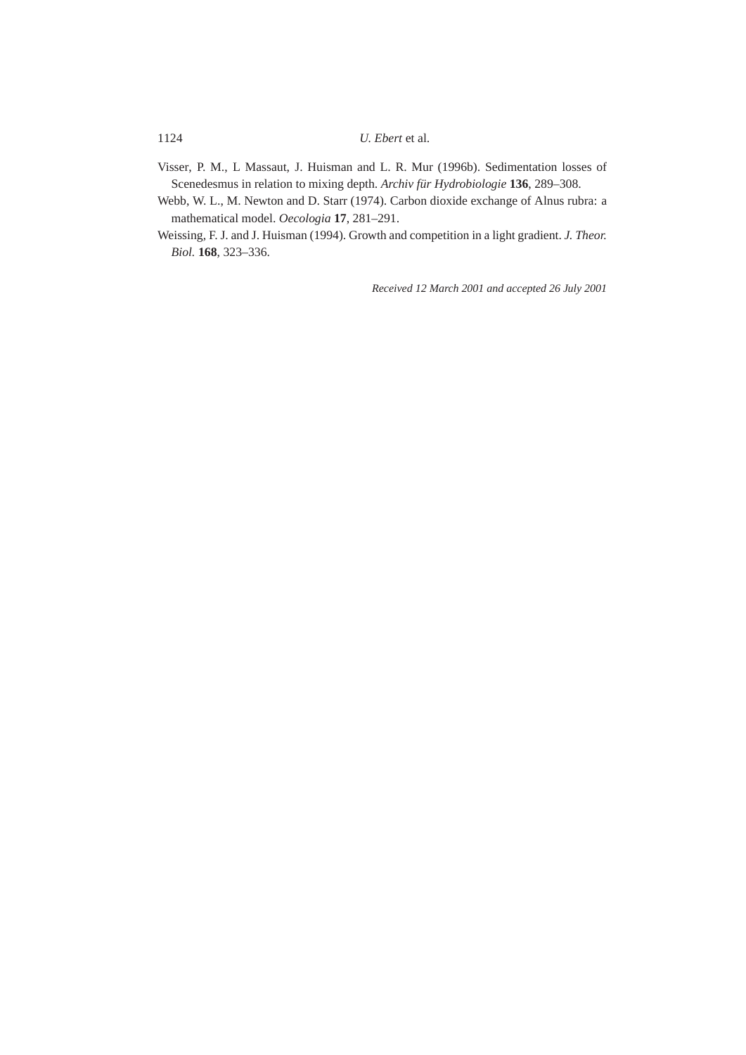Visser, P. M., L Massaut, J. Huisman and L. R. Mur (1996b). Sedimentation losses of Scenedesmus in relation to mixing depth. *Archiv für Hydrobiologie* **136**, 289–308.

Webb, W. L., M. Newton and D. Starr (1974). Carbon dioxide exchange of Alnus rubra: a mathematical model. *Oecologia* **17**, 281–291.

Weissing, F. J. and J. Huisman (1994). Growth and competition in a light gradient. *J. Theor. Biol.* **168**, 323–336.

*Received 12 March 2001 and accepted 26 July 2001*